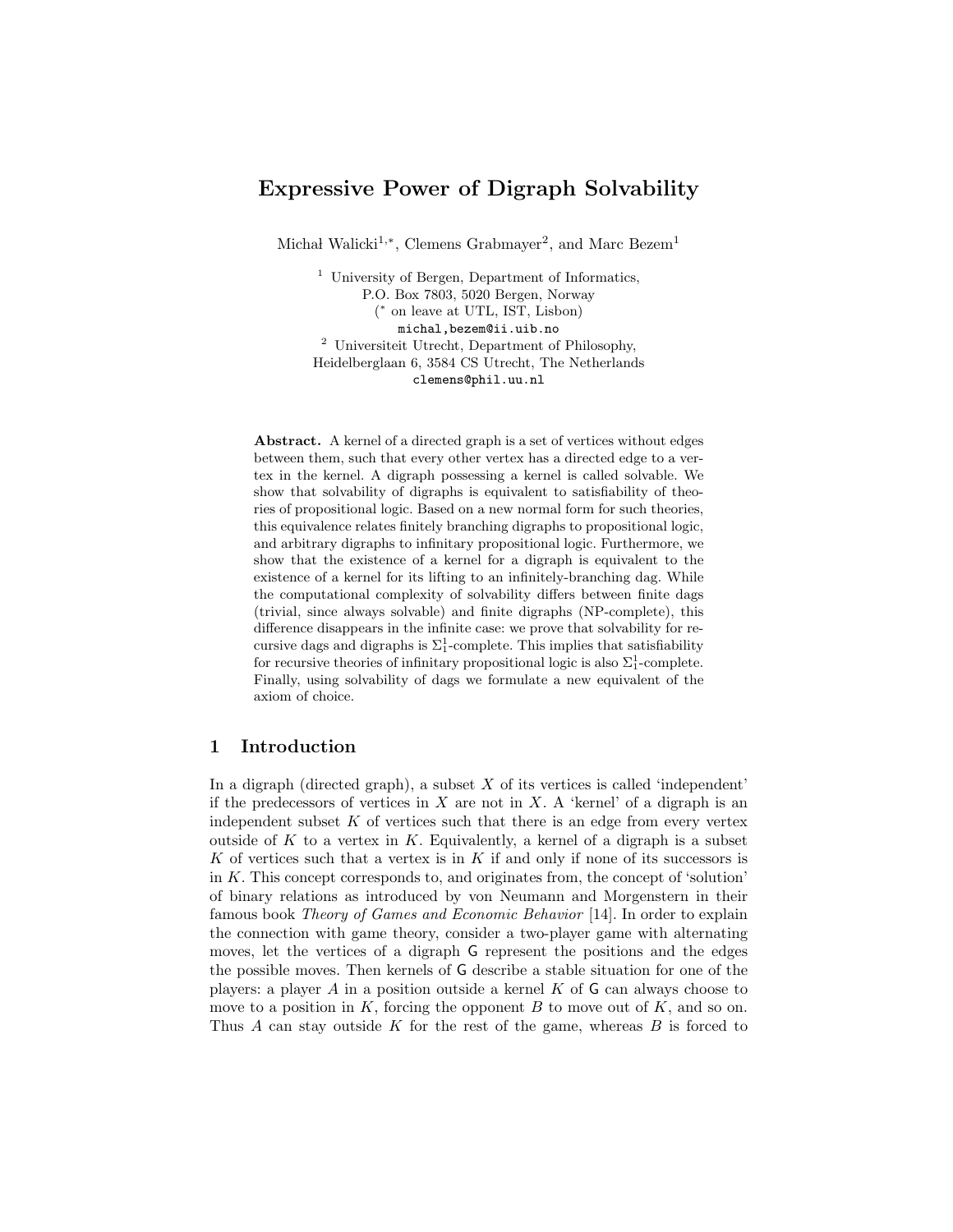# Expressive Power of Digraph Solvability

Michał Walicki[1,*], Clemens Grabmayer[2], and Marc Bezem[1]

[1] University of Bergen, Department of Informatics, P.O. Box 7803, 5020 Bergen, Norway
([*] on leave at UTL, IST, Lisbon)
michal,bezem@ii.uib.no

[2] Universiteit Utrecht, Department of Philosophy, Heidelberglaan 6, 3584 CS Utrecht, The Netherlands
clemens@phil.uu.nl

**Abstract.** A kernel of a directed graph is a set of vertices without edges between them, such that every other vertex has a directed edge to a vertex in the kernel. A digraph possessing a kernel is called solvable. We show that solvability of digraphs is equivalent to satisfiability of theories of propositional logic. Based on a new normal form for such theories, this equivalence relates finitely branching digraphs to propositional logic, and arbitrary digraphs to infinitary propositional logic. Furthermore, we show that the existence of a kernel for a digraph is equivalent to the existence of a kernel for its lifting to an infinitely-branching dag. While the computational complexity of solvability differs between finite dags (trivial, since always solvable) and finite digraphs (NP-complete), this difference disappears in the infinite case: we prove that solvability for recursive dags and digraphs is $\Sigma^1_1$-complete. This implies that satisfiability for recursive theories of infinitary propositional logic is also $\Sigma^1_1$-complete. Finally, using solvability of dags we formulate a new equivalent of the axiom of choice.

## 1 Introduction

In a digraph (directed graph), a subset $X$ of its vertices is called 'independent' if the predecessors of vertices in $X$ are not in $X$. A 'kernel' of a digraph is an independent subset $K$ of vertices such that there is an edge from every vertex outside of $K$ to a vertex in $K$. Equivalently, a kernel of a digraph is a subset $K$ of vertices such that a vertex is in $K$ if and only if none of its successors is in $K$. This concept corresponds to, and originates from, the concept of 'solution' of binary relations as introduced by von Neumann and Morgenstern in their famous book *Theory of Games and Economic Behavior* [14]. In order to explain the connection with game theory, consider a two-player game with alternating moves, let the vertices of a digraph $\mathsf{G}$ represent the positions and the edges the possible moves. Then kernels of $\mathsf{G}$ describe a stable situation for one of the players: a player $A$ in a position outside a kernel $K$ of $\mathsf{G}$ can always choose to move to a position in $K$, forcing the opponent $B$ to move out of $K$, and so on. Thus $A$ can stay outside $K$ for the rest of the game, whereas $B$ is forced to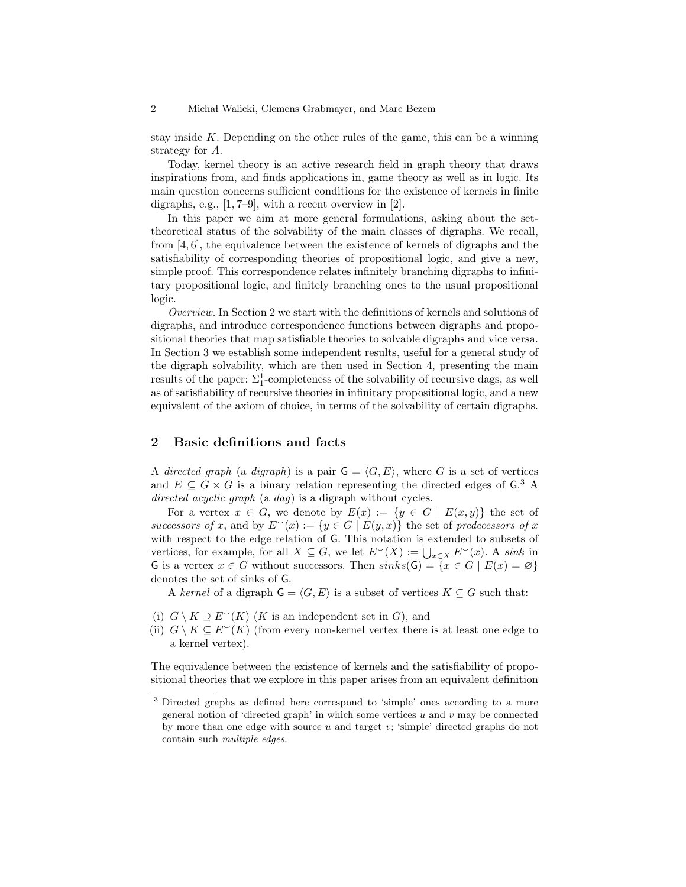stay inside $K$. Depending on the other rules of the game, this can be a winning strategy for $A$.

Today, kernel theory is an active research field in graph theory that draws inspirations from, and finds applications in, game theory as well as in logic. Its main question concerns sufficient conditions for the existence of kernels in finite digraphs, e.g., [1, 7–9], with a recent overview in [2].

In this paper we aim at more general formulations, asking about the set-theoretical status of the solvability of the main classes of digraphs. We recall, from [4, 6], the equivalence between the existence of kernels of digraphs and the satisfiability of corresponding theories of propositional logic, and give a new, simple proof. This correspondence relates infinitely branching digraphs to infinitary propositional logic, and finitely branching ones to the usual propositional logic.

*Overview.* In Section 2 we start with the definitions of kernels and solutions of digraphs, and introduce correspondence functions between digraphs and propositional theories that map satisfiable theories to solvable digraphs and vice versa. In Section 3 we establish some independent results, useful for a general study of the digraph solvability, which are then used in Section 4, presenting the main results of the paper: $\Sigma^1_1$-completeness of the solvability of recursive dags, as well as of satisfiability of recursive theories in infinitary propositional logic, and a new equivalent of the axiom of choice, in terms of the solvability of certain digraphs.

## 2 Basic definitions and facts

A *directed graph* (a *digraph*) is a pair $\mathsf{G} = \langle G, E\rangle$, where $G$ is a set of vertices and $E \subseteq G \times G$ is a binary relation representing the directed edges of $\mathsf{G}$.[3] A *directed acyclic graph* (a *dag*) is a digraph without cycles.

For a vertex $x \in G$, we denote by $E(x) := \{y \in G \mid E(x, y)\}$ the set of *successors of* $x$, and by $E^{\smile}(x) := \{y \in G \mid E(y, x)\}$ the set of *predecessors of* $x$ with respect to the edge relation of $\mathsf{G}$. This notation is extended to subsets of vertices, for example, for all $X \subseteq G$, we let $E^{\smile}(X) := \bigcup_{x \in X} E^{\smile}(x)$. A *sink* in $\mathsf{G}$ is a vertex $x \in G$ without successors. Then $sinks(\mathsf{G}) = \{x \in G \mid E(x) = \varnothing\}$ denotes the set of sinks of $\mathsf{G}$.

A *kernel* of a digraph $\mathsf{G} = \langle G, E\rangle$ is a subset of vertices $K \subseteq G$ such that:

(i) $G \setminus K \supseteq E^{\smile}(K)$ ($K$ is an independent set in $G$), and
(ii) $G \setminus K \subseteq E^{\smile}(K)$ (from every non-kernel vertex there is at least one edge to a kernel vertex).

The equivalence between the existence of kernels and the satisfiability of propositional theories that we explore in this paper arises from an equivalent definition

[3] Directed graphs as defined here correspond to 'simple' ones according to a more general notion of 'directed graph' in which some vertices $u$ and $v$ may be connected by more than one edge with source $u$ and target $v$; 'simple' directed graphs do not contain such *multiple edges*.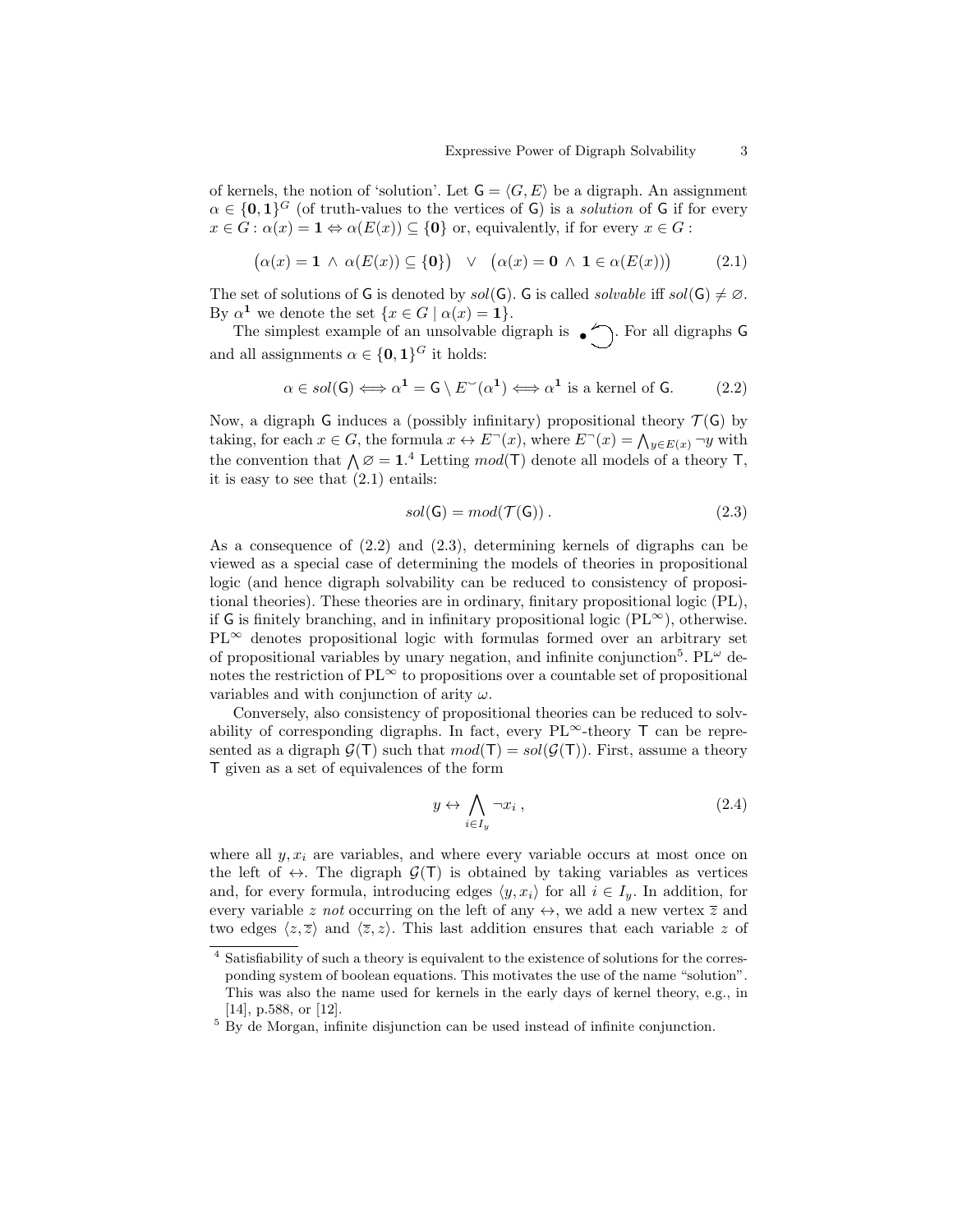of kernels, the notion of 'solution'. Let $\mathsf{G} = \langle G, E\rangle$ be a digraph. An assignment $\alpha \in \{\mathbf{0},\mathbf{1}\}^G$ (of truth-values to the vertices of $\mathsf{G}$) is a *solution* of $\mathsf{G}$ if for every $x \in G : \alpha(x) = \mathbf{1} \Leftrightarrow \alpha(E(x)) \subseteq \{\mathbf{0}\}$ or, equivalently, if for every $x \in G$ :

$$\big(\alpha(x) = \mathbf{1} \;\wedge\; \alpha(E(x)) \subseteq \{\mathbf{0}\}\big) \quad \vee \quad \big(\alpha(x) = \mathbf{0} \;\wedge\; \mathbf{1} \in \alpha(E(x))\big) \tag{2.1}$$

The set of solutions of $\mathsf{G}$ is denoted by $sol(\mathsf{G})$. $\mathsf{G}$ is called *solvable* iff $sol(\mathsf{G}) \neq \varnothing$. By $\alpha^{\mathbf{1}}$ we denote the set $\{x \in G \mid \alpha(x) = \mathbf{1}\}$.

The simplest example of an unsolvable digraph is $\bullet\!\circlearrowleft$. For all digraphs $\mathsf{G}$ and all assignments $\alpha \in \{\mathbf{0},\mathbf{1}\}^G$ it holds:

$$\alpha \in sol(\mathsf{G}) \Longleftrightarrow \alpha^{\mathbf{1}} = \mathsf{G} \setminus E^{\smile}(\alpha^{\mathbf{1}}) \Longleftrightarrow \alpha^{\mathbf{1}} \text{ is a kernel of } \mathsf{G}. \tag{2.2}$$

Now, a digraph $\mathsf{G}$ induces a (possibly infinitary) propositional theory $\mathcal{T}(\mathsf{G})$ by taking, for each $x \in G$, the formula $x \leftrightarrow E^{\neg}(x)$, where $E^{\neg}(x) = \bigwedge_{y \in E(x)} \neg y$ with the convention that $\bigwedge \varnothing = \mathbf{1}$.[4] Letting $mod(\mathsf{T})$ denote all models of a theory $\mathsf{T}$, it is easy to see that (2.1) entails:

$$sol(\mathsf{G}) = mod(\mathcal{T}(\mathsf{G}))\,. \tag{2.3}$$

As a consequence of (2.2) and (2.3), determining kernels of digraphs can be viewed as a special case of determining the models of theories in propositional logic (and hence digraph solvability can be reduced to consistency of propositional theories). These theories are in ordinary, finitary propositional logic (PL), if $\mathsf{G}$ is finitely branching, and in infinitary propositional logic ($\mathrm{PL}^{\infty}$), otherwise. $\mathrm{PL}^{\infty}$ denotes propositional logic with formulas formed over an arbitrary set of propositional variables by unary negation, and infinite conjunction[5]. $\mathrm{PL}^{\omega}$ denotes the restriction of $\mathrm{PL}^{\infty}$ to propositions over a countable set of propositional variables and with conjunction of arity $\omega$.

Conversely, also consistency of propositional theories can be reduced to solvability of corresponding digraphs. In fact, every $\mathrm{PL}^{\infty}$-theory $\mathsf{T}$ can be represented as a digraph $\mathcal{G}(\mathsf{T})$ such that $mod(\mathsf{T}) = sol(\mathcal{G}(\mathsf{T}))$. First, assume a theory $\mathsf{T}$ given as a set of equivalences of the form

$$y \leftrightarrow \bigwedge_{i \in I_y} \neg x_i\,, \tag{2.4}$$

where all $y, x_i$ are variables, and where every variable occurs at most once on the left of $\leftrightarrow$. The digraph $\mathcal{G}(\mathsf{T})$ is obtained by taking variables as vertices and, for every formula, introducing edges $\langle y, x_i\rangle$ for all $i \in I_y$. In addition, for every variable $z$ *not* occurring on the left of any $\leftrightarrow$, we add a new vertex $\overline{z}$ and two edges $\langle z, \overline{z}\rangle$ and $\langle \overline{z}, z\rangle$. This last addition ensures that each variable $z$ of

---

[4] Satisfiability of such a theory is equivalent to the existence of solutions for the corresponding system of boolean equations. This motivates the use of the name "solution". This was also the name used for kernels in the early days of kernel theory, e.g., in [14], p.588, or [12].

[5] By de Morgan, infinite disjunction can be used instead of infinite conjunction.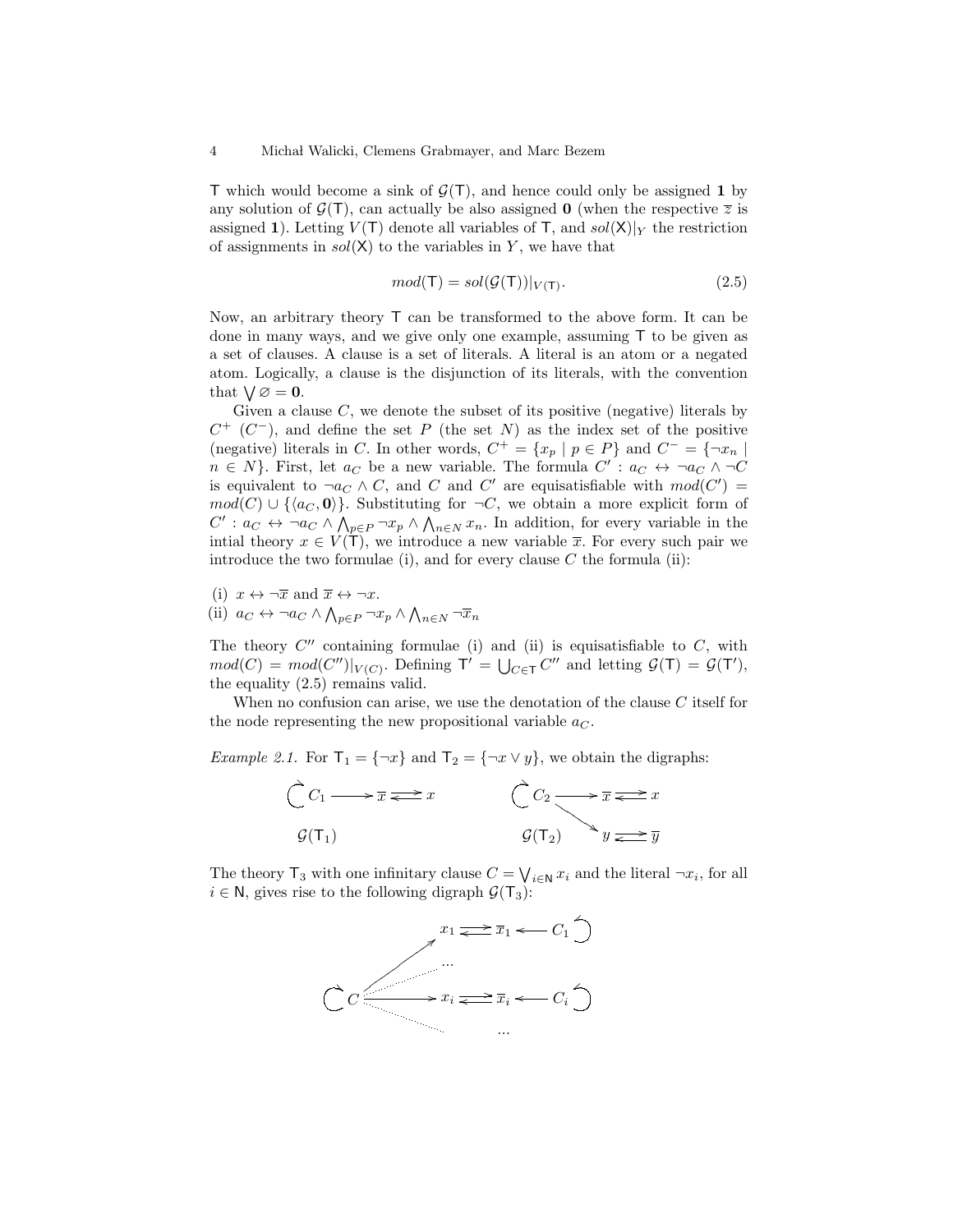T which would become a sink of $\mathcal{G}(\mathsf{T})$, and hence could only be assigned **1** by any solution of $\mathcal{G}(\mathsf{T})$, can actually be also assigned **0** (when the respective $\overline{z}$ is assigned **1**). Letting $V(\mathsf{T})$ denote all variables of T, and $sol(\mathsf{X})|_Y$ the restriction of assignments in $sol(\mathsf{X})$ to the variables in $Y$, we have that

$$mod(\mathsf{T}) = sol(\mathcal{G}(\mathsf{T}))|_{V(\mathsf{T})}. \tag{2.5}$$

Now, an arbitrary theory T can be transformed to the above form. It can be done in many ways, and we give only one example, assuming T to be given as a set of clauses. A clause is a set of literals. A literal is an atom or a negated atom. Logically, a clause is the disjunction of its literals, with the convention that $\bigvee \varnothing = \mathbf{0}$.

Given a clause $C$, we denote the subset of its positive (negative) literals by $C^+$ ($C^-$), and define the set $P$ (the set $N$) as the index set of the positive (negative) literals in $C$. In other words, $C^+ = \{x_p \mid p \in P\}$ and $C^- = \{\neg x_n \mid n \in N\}$. First, let $a_C$ be a new variable. The formula $C' : a_C \leftrightarrow \neg a_C \wedge \neg C$ is equivalent to $\neg a_C \wedge C$, and $C$ and $C'$ are equisatisfiable with $mod(C') = mod(C) \cup \{\langle a_C, \mathbf{0}\rangle\}$. Substituting for $\neg C$, we obtain a more explicit form of $C' : a_C \leftrightarrow \neg a_C \wedge \bigwedge_{p \in P} \neg x_p \wedge \bigwedge_{n \in N} x_n$. In addition, for every variable in the intial theory $x \in V(\mathsf{T})$, we introduce a new variable $\overline{x}$. For every such pair we introduce the two formulae (i), and for every clause $C$ the formula (ii):

(i) $x \leftrightarrow \neg\overline{x}$ and $\overline{x} \leftrightarrow \neg x$.
(ii) $a_C \leftrightarrow \neg a_C \wedge \bigwedge_{p \in P} \neg x_p \wedge \bigwedge_{n \in N} \neg \overline{x}_n$

The theory $C''$ containing formulae (i) and (ii) is equisatisfiable to $C$, with $mod(C) = mod(C'')|_{V(C)}$. Defining $\mathsf{T}' = \bigcup_{C \in \mathsf{T}} C''$ and letting $\mathcal{G}(\mathsf{T}) = \mathcal{G}(\mathsf{T}')$, the equality (2.5) remains valid.

When no confusion can arise, we use the denotation of the clause $C$ itself for the node representing the new propositional variable $a_C$.

*Example 2.1.* For $\mathsf{T}_1 = \{\neg x\}$ and $\mathsf{T}_2 = \{\neg x \vee y\}$, we obtain the digraphs:

$\mathcal{G}(\mathsf{T}_1)$: $C_1$ (self-loop) $\longrightarrow \overline{x} \rightleftarrows x$

$\mathcal{G}(\mathsf{T}_2)$: $C_2$ (self-loop) $\longrightarrow \overline{x} \rightleftarrows x$, $C_2 \longrightarrow y \rightleftarrows \overline{y}$

The theory $\mathsf{T}_3$ with one infinitary clause $C = \bigvee_{i \in \mathsf{N}} x_i$ and the literal $\neg x_i$, for all $i \in \mathsf{N}$, gives rise to the following digraph $\mathcal{G}(\mathsf{T}_3)$:

$C$ (self-loop) $\longrightarrow x_1 \rightleftarrows \overline{x}_1 \longleftarrow C_1$ (self-loop)
...
$C$ (self-loop) $\longrightarrow x_i \rightleftarrows \overline{x}_i \longleftarrow C_i$ (self-loop)
...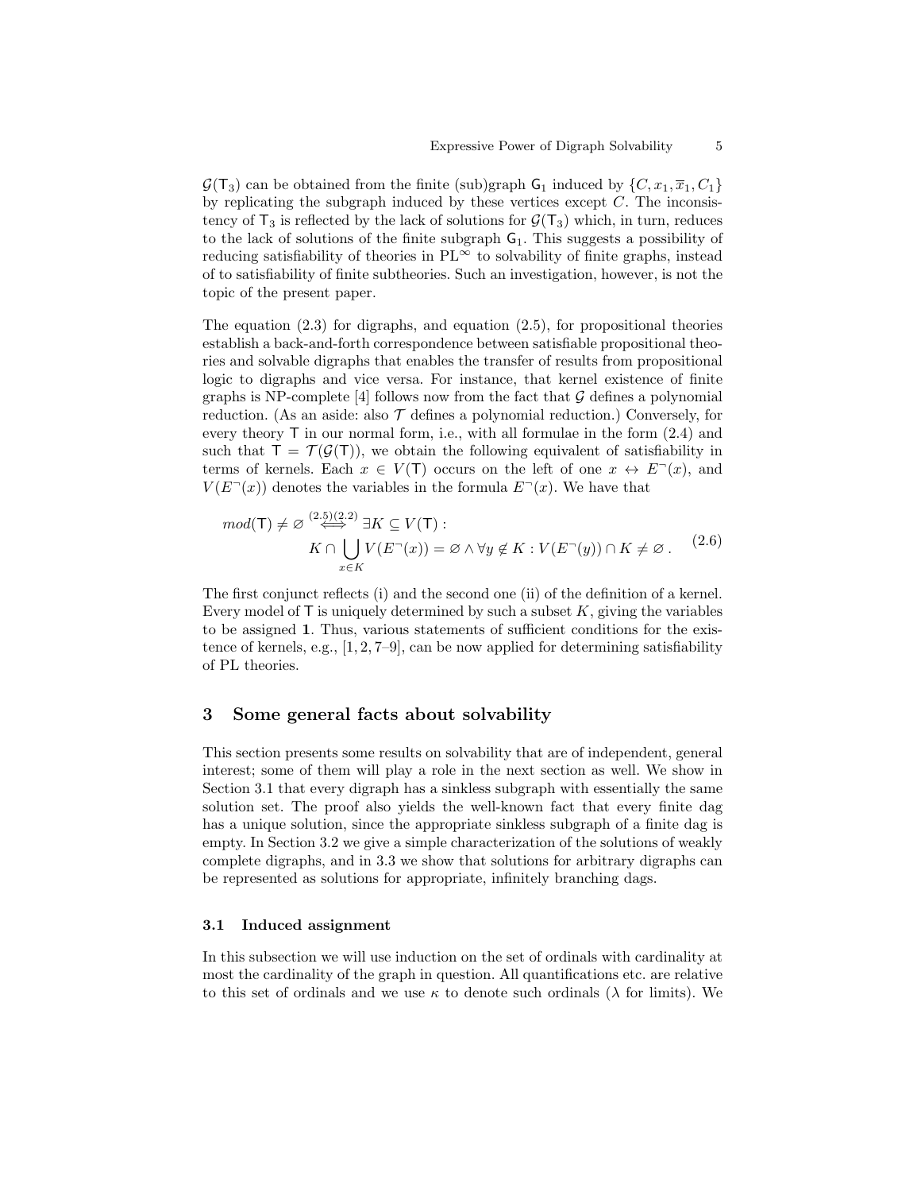$\mathcal{G}(\mathsf{T}_3)$ can be obtained from the finite (sub)graph $\mathsf{G}_1$ induced by $\{C, x_1, \overline{x}_1, C_1\}$ by replicating the subgraph induced by these vertices except $C$. The inconsistency of $\mathsf{T}_3$ is reflected by the lack of solutions for $\mathcal{G}(\mathsf{T}_3)$ which, in turn, reduces to the lack of solutions of the finite subgraph $\mathsf{G}_1$. This suggests a possibility of reducing satisfiability of theories in $\mathrm{PL}^\infty$ to solvability of finite graphs, instead of to satisfiability of finite subtheories. Such an investigation, however, is not the topic of the present paper.

The equation (2.3) for digraphs, and equation (2.5), for propositional theories establish a back-and-forth correspondence between satisfiable propositional theories and solvable digraphs that enables the transfer of results from propositional logic to digraphs and vice versa. For instance, that kernel existence of finite graphs is NP-complete [4] follows now from the fact that $\mathcal{G}$ defines a polynomial reduction. (As an aside: also $\mathcal{T}$ defines a polynomial reduction.) Conversely, for every theory $\mathsf{T}$ in our normal form, i.e., with all formulae in the form (2.4) and such that $\mathsf{T} = \mathcal{T}(\mathcal{G}(\mathsf{T}))$, we obtain the following equivalent of satisfiability in terms of kernels. Each $x \in V(\mathsf{T})$ occurs on the left of one $x \leftrightarrow E^\neg(x)$, and $V(E^\neg(x))$ denotes the variables in the formula $E^\neg(x)$. We have that

$$
\begin{aligned}
mod(\mathsf{T}) \neq \varnothing \overset{(2.5)(2.2)}{\iff} \exists K \subseteq V(\mathsf{T}) :& \\
K \cap \bigcup_{x \in K} V(E^\neg(x)) = \varnothing \wedge \forall y \notin K &: V(E^\neg(y)) \cap K \neq \varnothing \,.
\end{aligned}
\tag{2.6}
$$

The first conjunct reflects (i) and the second one (ii) of the definition of a kernel. Every model of $\mathsf{T}$ is uniquely determined by such a subset $K$, giving the variables to be assigned $\mathbf{1}$. Thus, various statements of sufficient conditions for the existence of kernels, e.g., [1, 2, 7–9], can be now applied for determining satisfiability of PL theories.

## 3 Some general facts about solvability

This section presents some results on solvability that are of independent, general interest; some of them will play a role in the next section as well. We show in Section 3.1 that every digraph has a sinkless subgraph with essentially the same solution set. The proof also yields the well-known fact that every finite dag has a unique solution, since the appropriate sinkless subgraph of a finite dag is empty. In Section 3.2 we give a simple characterization of the solutions of weakly complete digraphs, and in 3.3 we show that solutions for arbitrary digraphs can be represented as solutions for appropriate, infinitely branching dags.

### 3.1 Induced assignment

In this subsection we will use induction on the set of ordinals with cardinality at most the cardinality of the graph in question. All quantifications etc. are relative to this set of ordinals and we use $\kappa$ to denote such ordinals ($\lambda$ for limits). We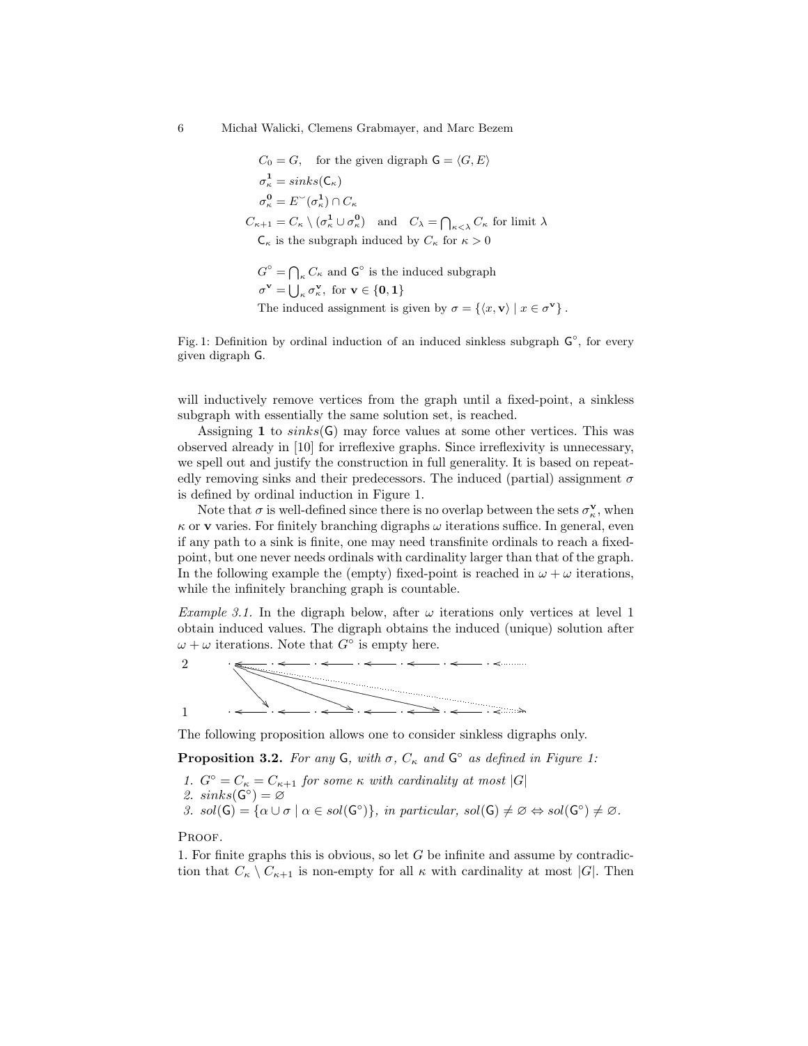$$
\begin{aligned}
&C_0 = G, \quad \text{for the given digraph } \mathsf{G} = \langle G, E\rangle \\
&\sigma^{\mathbf{1}}_\kappa = sinks(\mathsf{C}_\kappa) \\
&\sigma^{\mathbf{0}}_\kappa = E^{\smile}(\sigma^{\mathbf{1}}_\kappa) \cap C_\kappa \\
&C_{\kappa+1} = C_\kappa \setminus (\sigma^{\mathbf{1}}_\kappa \cup \sigma^{\mathbf{0}}_\kappa) \quad \text{and} \quad C_\lambda = \bigcap_{\kappa<\lambda} C_\kappa \text{ for limit } \lambda \\
&\mathsf{C}_\kappa \text{ is the subgraph induced by } C_\kappa \text{ for } \kappa > 0 \\
&G^\circ = \bigcap_\kappa C_\kappa \text{ and } \mathsf{G}^\circ \text{ is the induced subgraph} \\
&\sigma^{\mathbf{v}} = \bigcup_\kappa \sigma^{\mathbf{v}}_\kappa, \text{ for } \mathbf{v} \in \{\mathbf{0}, \mathbf{1}\} \\
&\text{The induced assignment is given by } \sigma = \{\langle x, \mathbf{v}\rangle \mid x \in \sigma^{\mathbf{v}}\}.
\end{aligned}
$$

Fig. 1: Definition by ordinal induction of an induced sinkless subgraph $\mathsf{G}^\circ$, for every given digraph $\mathsf{G}$.

will inductively remove vertices from the graph until a fixed-point, a sinkless subgraph with essentially the same solution set, is reached.

Assigning $\mathbf{1}$ to $sinks(\mathsf{G})$ may force values at some other vertices. This was observed already in [10] for irreflexive graphs. Since irreflexivity is unnecessary, we spell out and justify the construction in full generality. It is based on repeatedly removing sinks and their predecessors. The induced (partial) assignment $\sigma$ is defined by ordinal induction in Figure 1.

Note that $\sigma$ is well-defined since there is no overlap between the sets $\sigma^{\mathbf{v}}_\kappa$, when $\kappa$ or $\mathbf{v}$ varies. For finitely branching digraphs $\omega$ iterations suffice. In general, even if any path to a sink is finite, one may need transfinite ordinals to reach a fixed-point, but one never needs ordinals with cardinality larger than that of the graph. In the following example the (empty) fixed-point is reached in $\omega + \omega$ iterations, while the infinitely branching graph is countable.

*Example 3.1.* In the digraph below, after $\omega$ iterations only vertices at level 1 obtain induced values. The digraph obtains the induced (unique) solution after $\omega + \omega$ iterations. Note that $G^\circ$ is empty here.

The following proposition allows one to consider sinkless digraphs only.

**Proposition 3.2.** *For any* $\mathsf{G}$*, with* $\sigma$*,* $C_\kappa$ *and* $\mathsf{G}^\circ$ *as defined in Figure 1:*

1. $G^\circ = C_\kappa = C_{\kappa+1}$ *for some* $\kappa$ *with cardinality at most* $|G|$
2. $sinks(\mathsf{G}^\circ) = \varnothing$
3. $sol(\mathsf{G}) = \{\alpha \cup \sigma \mid \alpha \in sol(\mathsf{G}^\circ)\}$*, in particular,* $sol(\mathsf{G}) \neq \varnothing \Leftrightarrow sol(\mathsf{G}^\circ) \neq \varnothing$.

Proof.

1. For finite graphs this is obvious, so let $G$ be infinite and assume by contradiction that $C_\kappa \setminus C_{\kappa+1}$ is non-empty for all $\kappa$ with cardinality at most $|G|$. Then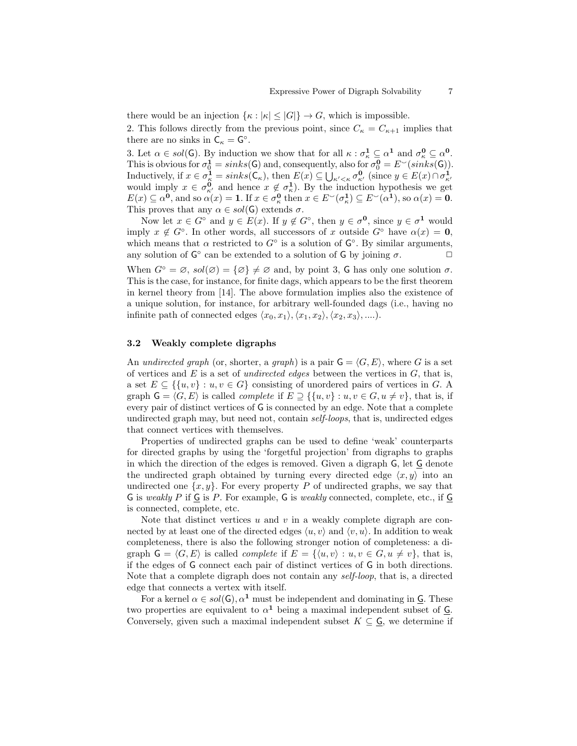there would be an injection $\{\kappa : |\kappa| \le |G|\} \to G$, which is impossible.

2. This follows directly from the previous point, since $C_\kappa = C_{\kappa+1}$ implies that there are no sinks in $\mathsf{C}_\kappa = \mathsf{G}^\circ$.

3. Let $\alpha \in sol(\mathsf{G})$. By induction we show that for all $\kappa : \sigma^{\mathbf{1}}_\kappa \subseteq \alpha^{\mathbf{1}}$ and $\sigma^{\mathbf{0}}_\kappa \subseteq \alpha^{\mathbf{0}}$. This is obvious for $\sigma^{\mathbf{1}}_0 = sinks(\mathsf{G})$ and, consequently, also for $\sigma^{\mathbf{0}}_0 = E^{\smile}(sinks(\mathsf{G}))$. Inductively, if $x \in \sigma^{\mathbf{1}}_\kappa = sinks(\mathsf{C}_\kappa)$, then $E(x) \subseteq \bigcup_{\kappa' < \kappa} \sigma^{\mathbf{0}}_{\kappa'}$ (since $y \in E(x) \cap \sigma^{\mathbf{1}}_{\kappa'}$ would imply $x \in \sigma^{\mathbf{0}}_{\kappa'}$ and hence $x \notin \sigma^{\mathbf{1}}_\kappa$). By the induction hypothesis we get $E(x) \subseteq \alpha^{\mathbf{0}}$, and so $\alpha(x) = \mathbf{1}$. If $x \in \sigma^{\mathbf{0}}_\kappa$ then $x \in E^{\smile}(\sigma^{\mathbf{1}}_\kappa) \subseteq E^{\smile}(\alpha^{\mathbf{1}})$, so $\alpha(x) = \mathbf{0}$. This proves that any $\alpha \in sol(\mathsf{G})$ extends $\sigma$.

Now let $x \in G^\circ$ and $y \in E(x)$. If $y \notin G^\circ$, then $y \in \sigma^{\mathbf{0}}$, since $y \in \sigma^{\mathbf{1}}$ would imply $x \notin G^\circ$. In other words, all successors of $x$ outside $G^\circ$ have $\alpha(x) = \mathbf{0}$, which means that $\alpha$ restricted to $G^\circ$ is a solution of $\mathsf{G}^\circ$. By similar arguments, any solution of $\mathsf{G}^\circ$ can be extended to a solution of $\mathsf{G}$ by joining $\sigma$. $\square$

When $G^\circ = \varnothing$, $sol(\varnothing) = \{\varnothing\} \neq \varnothing$ and, by point 3, $\mathsf{G}$ has only one solution $\sigma$. This is the case, for instance, for finite dags, which appears to be the first theorem in kernel theory from [14]. The above formulation implies also the existence of a unique solution, for instance, for arbitrary well-founded dags (i.e., having no infinite path of connected edges $\langle x_0, x_1\rangle, \langle x_1, x_2\rangle, \langle x_2, x_3\rangle, ....$).

### 3.2 Weakly complete digraphs

An *undirected graph* (or, shorter, a *graph*) is a pair $\mathsf{G} = \langle G, E\rangle$, where $G$ is a set of vertices and $E$ is a set of *undirected edges* between the vertices in $G$, that is, a set $E \subseteq \{\{u, v\} : u, v \in G\}$ consisting of unordered pairs of vertices in $G$. A graph $\mathsf{G} = \langle G, E\rangle$ is called *complete* if $E \supseteq \{\{u, v\} : u, v \in G, u \neq v\}$, that is, if every pair of distinct vertices of $\mathsf{G}$ is connected by an edge. Note that a complete undirected graph may, but need not, contain *self-loops*, that is, undirected edges that connect vertices with themselves.

Properties of undirected graphs can be used to define 'weak' counterparts for directed graphs by using the 'forgetful projection' from digraphs to graphs in which the direction of the edges is removed. Given a digraph $\mathsf{G}$, let $\underline{\mathsf{G}}$ denote the undirected graph obtained by turning every directed edge $\langle x, y\rangle$ into an undirected one $\{x, y\}$. For every property $P$ of undirected graphs, we say that $\mathsf{G}$ is *weakly* $P$ if $\underline{\mathsf{G}}$ is $P$. For example, $\mathsf{G}$ is *weakly* connected, complete, etc., if $\underline{\mathsf{G}}$ is connected, complete, etc.

Note that distinct vertices $u$ and $v$ in a weakly complete digraph are connected by at least one of the directed edges $\langle u, v\rangle$ and $\langle v, u\rangle$. In addition to weak completeness, there is also the following stronger notion of completeness: a digraph $\mathsf{G} = \langle G, E\rangle$ is called *complete* if $E = \{\langle u, v\rangle : u, v \in G, u \neq v\}$, that is, if the edges of $\mathsf{G}$ connect each pair of distinct vertices of $\mathsf{G}$ in both directions. Note that a complete digraph does not contain any *self-loop*, that is, a directed edge that connects a vertex with itself.

For a kernel $\alpha \in sol(\mathsf{G})$, $\alpha^{\mathbf{1}}$ must be independent and dominating in $\underline{\mathsf{G}}$. These two properties are equivalent to $\alpha^{\mathbf{1}}$ being a maximal independent subset of $\underline{\mathsf{G}}$. Conversely, given such a maximal independent subset $K \subseteq \underline{\mathsf{G}}$, we determine if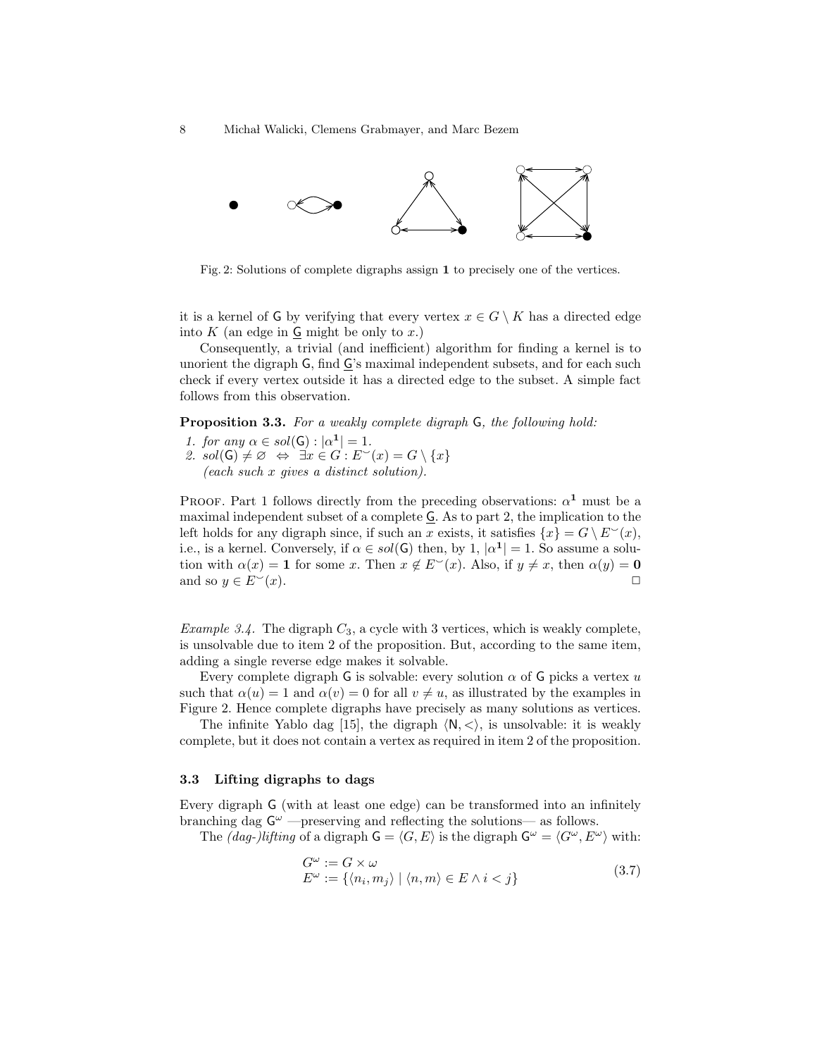Fig. 2: Solutions of complete digraphs assign $\mathbf{1}$ to precisely one of the vertices.

it is a kernel of $\mathsf{G}$ by verifying that every vertex $x \in G \setminus K$ has a directed edge into $K$ (an edge in $\underline{\mathsf{G}}$ might be only to $x$.)

Consequently, a trivial (and inefficient) algorithm for finding a kernel is to unorient the digraph $\mathsf{G}$, find $\underline{\mathsf{G}}$'s maximal independent subsets, and for each such check if every vertex outside it has a directed edge to the subset. A simple fact follows from this observation.

**Proposition 3.3.** *For a weakly complete digraph* $\mathsf{G}$*, the following hold:*

1. *for any* $\alpha \in sol(\mathsf{G}) : |\alpha^{\mathbf{1}}| = 1$.
2. $sol(\mathsf{G}) \neq \varnothing \;\Leftrightarrow\; \exists x \in G : E^{\smile}(x) = G \setminus \{x\}$
   *(each such $x$ gives a distinct solution).*

Proof. Part 1 follows directly from the preceding observations: $\alpha^{\mathbf{1}}$ must be a maximal independent subset of a complete $\underline{\mathsf{G}}$. As to part 2, the implication to the left holds for any digraph since, if such an $x$ exists, it satisfies $\{x\} = G \setminus E^{\smile}(x)$, i.e., is a kernel. Conversely, if $\alpha \in sol(\mathsf{G})$ then, by 1, $|\alpha^{\mathbf{1}}| = 1$. So assume a solution with $\alpha(x) = \mathbf{1}$ for some $x$. Then $x \notin E^{\smile}(x)$. Also, if $y \neq x$, then $\alpha(y) = \mathbf{0}$ and so $y \in E^{\smile}(x)$. □

*Example 3.4.* The digraph $C_3$, a cycle with 3 vertices, which is weakly complete, is unsolvable due to item 2 of the proposition. But, according to the same item, adding a single reverse edge makes it solvable.

Every complete digraph $\mathsf{G}$ is solvable: every solution $\alpha$ of $\mathsf{G}$ picks a vertex $u$ such that $\alpha(u) = 1$ and $\alpha(v) = 0$ for all $v \neq u$, as illustrated by the examples in Figure 2. Hence complete digraphs have precisely as many solutions as vertices.

The infinite Yablo dag [15], the digraph $\langle \mathsf{N}, < \rangle$, is unsolvable: it is weakly complete, but it does not contain a vertex as required in item 2 of the proposition.

### 3.3 Lifting digraphs to dags

Every digraph $\mathsf{G}$ (with at least one edge) can be transformed into an infinitely branching dag $\mathsf{G}^{\omega}$ —preserving and reflecting the solutions— as follows.

The *(dag-)lifting* of a digraph $\mathsf{G} = \langle G, E \rangle$ is the digraph $\mathsf{G}^{\omega} = \langle G^{\omega}, E^{\omega} \rangle$ with:

$$
\begin{aligned}
G^{\omega} &:= G \times \omega \\
E^{\omega} &:= \{\langle n_i, m_j \rangle \mid \langle n, m \rangle \in E \wedge i < j\}
\end{aligned}
\tag{3.7}
$$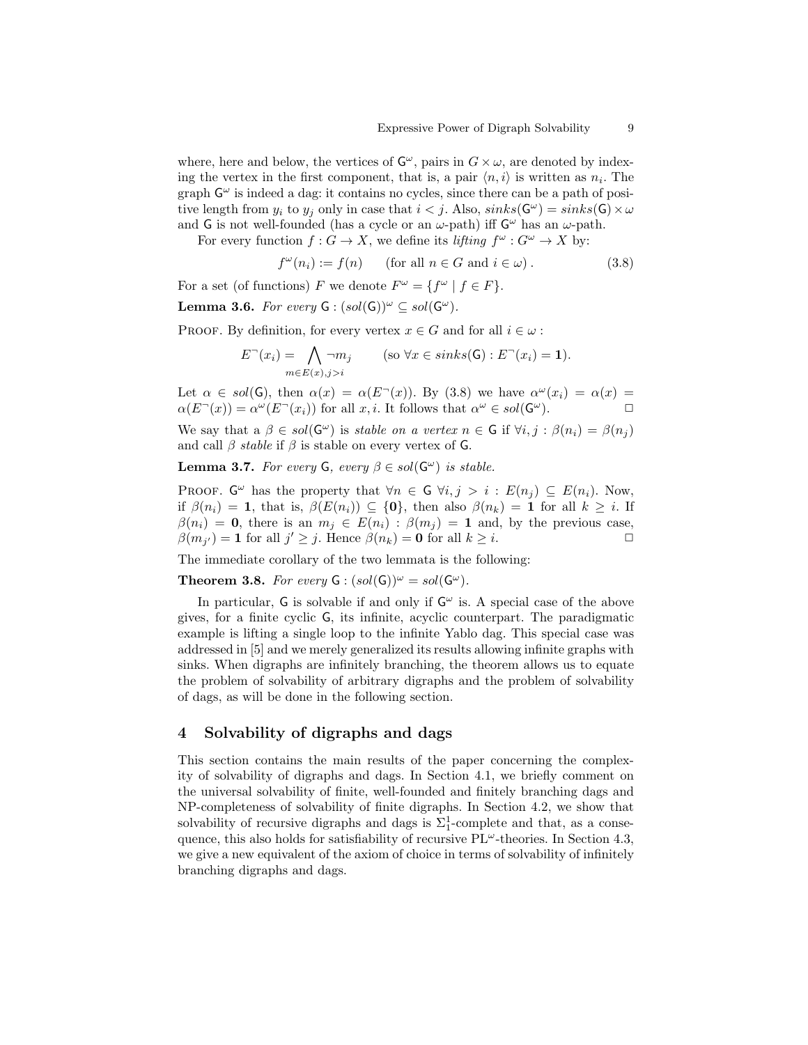where, here and below, the vertices of $\mathsf{G}^\omega$, pairs in $G \times \omega$, are denoted by indexing the vertex in the first component, that is, a pair $\langle n, i \rangle$ is written as $n_i$. The graph $\mathsf{G}^\omega$ is indeed a dag: it contains no cycles, since there can be a path of positive length from $y_i$ to $y_j$ only in case that $i < j$. Also, $sinks(\mathsf{G}^\omega) = sinks(\mathsf{G}) \times \omega$ and $\mathsf{G}$ is not well-founded (has a cycle or an $\omega$-path) iff $\mathsf{G}^\omega$ has an $\omega$-path.

For every function $f : G \to X$, we define its *lifting* $f^\omega : G^\omega \to X$ by:

$$f^\omega(n_i) := f(n) \qquad \text{(for all } n \in G \text{ and } i \in \omega) \,. \tag{3.8}$$

For a set (of functions) $F$ we denote $F^\omega = \{f^\omega \mid f \in F\}$.

**Lemma 3.6.** *For every* $\mathsf{G} : (sol(\mathsf{G}))^\omega \subseteq sol(\mathsf{G}^\omega)$.

Proof. By definition, for every vertex $x \in G$ and for all $i \in \omega$ :

$$E^\neg(x_i) = \bigwedge_{m \in E(x), j > i} \neg m_j \qquad (\text{so } \forall x \in sinks(\mathsf{G}) : E^\neg(x_i) = \mathbf{1}).$$

Let $\alpha \in sol(\mathsf{G})$, then $\alpha(x) = \alpha(E^\neg(x))$. By (3.8) we have $\alpha^\omega(x_i) = \alpha(x) = \alpha(E^\neg(x)) = \alpha^\omega(E^\neg(x_i))$ for all $x, i$. It follows that $\alpha^\omega \in sol(\mathsf{G}^\omega)$. □

We say that a $\beta \in sol(\mathsf{G}^\omega)$ is *stable on a vertex* $n \in \mathsf{G}$ if $\forall i, j : \beta(n_i) = \beta(n_j)$ and call $\beta$ *stable* if $\beta$ is stable on every vertex of $\mathsf{G}$.

**Lemma 3.7.** *For every* $\mathsf{G}$*, every* $\beta \in sol(\mathsf{G}^\omega)$ *is stable.*

Proof. $\mathsf{G}^\omega$ has the property that $\forall n \in \mathsf{G}\ \forall i, j > i : E(n_j) \subseteq E(n_i)$. Now, if $\beta(n_i) = \mathbf{1}$, that is, $\beta(E(n_i)) \subseteq \{\mathbf{0}\}$, then also $\beta(n_k) = \mathbf{1}$ for all $k \geq i$. If $\beta(n_i) = \mathbf{0}$, there is an $m_j \in E(n_i) : \beta(m_j) = \mathbf{1}$ and, by the previous case, $\beta(m_{j'}) = \mathbf{1}$ for all $j' \geq j$. Hence $\beta(n_k) = \mathbf{0}$ for all $k \geq i$. □

The immediate corollary of the two lemmata is the following:

**Theorem 3.8.** *For every* $\mathsf{G} : (sol(\mathsf{G}))^\omega = sol(\mathsf{G}^\omega)$.

In particular, $\mathsf{G}$ is solvable if and only if $\mathsf{G}^\omega$ is. A special case of the above gives, for a finite cyclic $\mathsf{G}$, its infinite, acyclic counterpart. The paradigmatic example is lifting a single loop to the infinite Yablo dag. This special case was addressed in [5] and we merely generalized its results allowing infinite graphs with sinks. When digraphs are infinitely branching, the theorem allows us to equate the problem of solvability of arbitrary digraphs and the problem of solvability of dags, as will be done in the following section.

## 4 Solvability of digraphs and dags

This section contains the main results of the paper concerning the complexity of solvability of digraphs and dags. In Section 4.1, we briefly comment on the universal solvability of finite, well-founded and finitely branching dags and NP-completeness of solvability of finite digraphs. In Section 4.2, we show that solvability of recursive digraphs and dags is $\Sigma^1_1$-complete and that, as a consequence, this also holds for satisfiability of recursive PL$^\omega$-theories. In Section 4.3, we give a new equivalent of the axiom of choice in terms of solvability of infinitely branching digraphs and dags.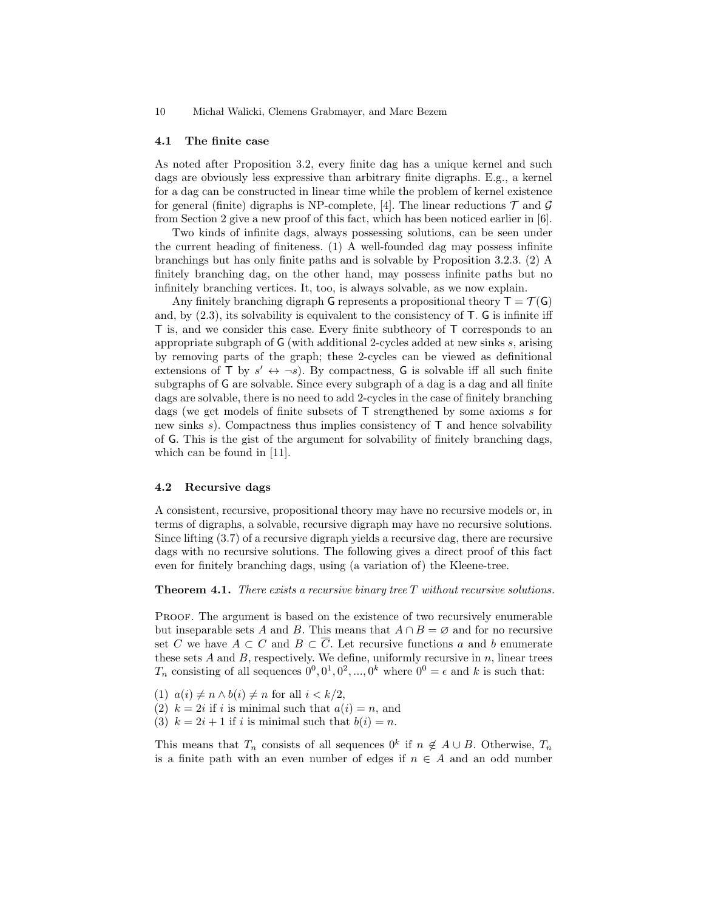### 4.1 The finite case

As noted after Proposition 3.2, every finite dag has a unique kernel and such dags are obviously less expressive than arbitrary finite digraphs. E.g., a kernel for a dag can be constructed in linear time while the problem of kernel existence for general (finite) digraphs is NP-complete, [4]. The linear reductions $\mathcal{T}$ and $\mathcal{G}$ from Section 2 give a new proof of this fact, which has been noticed earlier in [6].

Two kinds of infinite dags, always possessing solutions, can be seen under the current heading of finiteness. (1) A well-founded dag may possess infinite branchings but has only finite paths and is solvable by Proposition 3.2.3. (2) A finitely branching dag, on the other hand, may possess infinite paths but no infinitely branching vertices. It, too, is always solvable, as we now explain.

Any finitely branching digraph $\mathsf{G}$ represents a propositional theory $\mathsf{T} = \mathcal{T}(\mathsf{G})$ and, by (2.3), its solvability is equivalent to the consistency of $\mathsf{T}$. $\mathsf{G}$ is infinite iff $\mathsf{T}$ is, and we consider this case. Every finite subtheory of $\mathsf{T}$ corresponds to an appropriate subgraph of $\mathsf{G}$ (with additional 2-cycles added at new sinks $s$, arising by removing parts of the graph; these 2-cycles can be viewed as definitional extensions of $\mathsf{T}$ by $s' \leftrightarrow \neg s$). By compactness, $\mathsf{G}$ is solvable iff all such finite subgraphs of $\mathsf{G}$ are solvable. Since every subgraph of a dag is a dag and all finite dags are solvable, there is no need to add 2-cycles in the case of finitely branching dags (we get models of finite subsets of $\mathsf{T}$ strengthened by some axioms $s$ for new sinks $s$). Compactness thus implies consistency of $\mathsf{T}$ and hence solvability of $\mathsf{G}$. This is the gist of the argument for solvability of finitely branching dags, which can be found in [11].

### 4.2 Recursive dags

A consistent, recursive, propositional theory may have no recursive models or, in terms of digraphs, a solvable, recursive digraph may have no recursive solutions. Since lifting (3.7) of a recursive digraph yields a recursive dag, there are recursive dags with no recursive solutions. The following gives a direct proof of this fact even for finitely branching dags, using (a variation of) the Kleene-tree.

**Theorem 4.1.** *There exists a recursive binary tree $T$ without recursive solutions.*

Proof. The argument is based on the existence of two recursively enumerable but inseparable sets $A$ and $B$. This means that $A \cap B = \varnothing$ and for no recursive set $C$ we have $A \subset C$ and $B \subset \overline{C}$. Let recursive functions $a$ and $b$ enumerate these sets $A$ and $B$, respectively. We define, uniformly recursive in $n$, linear trees $T_n$ consisting of all sequences $0^0, 0^1, 0^2, ..., 0^k$ where $0^0 = \epsilon$ and $k$ is such that:

(1) $a(i) \neq n \wedge b(i) \neq n$ for all $i < k/2$,
(2) $k = 2i$ if $i$ is minimal such that $a(i) = n$, and
(3) $k = 2i + 1$ if $i$ is minimal such that $b(i) = n$.

This means that $T_n$ consists of all sequences $0^k$ if $n \notin A \cup B$. Otherwise, $T_n$ is a finite path with an even number of edges if $n \in A$ and an odd number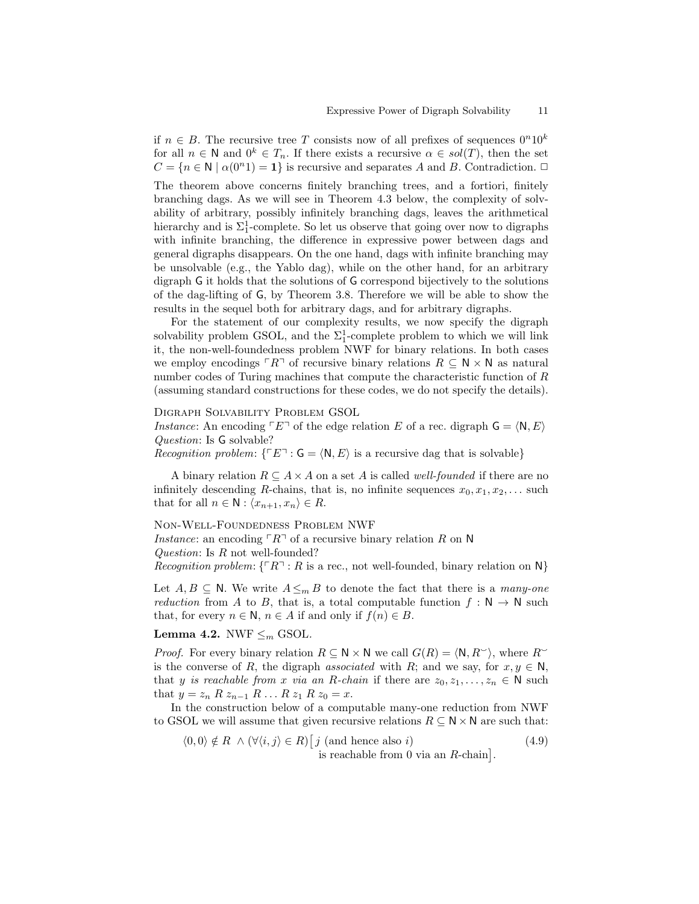if $n \in B$. The recursive tree $T$ consists now of all prefixes of sequences $0^n10^k$ for all $n \in \mathsf{N}$ and $0^k \in T_n$. If there exists a recursive $\alpha \in sol(T)$, then the set $C = \{n \in \mathsf{N} \mid \alpha(0^n1) = \mathbf{1}\}$ is recursive and separates $A$ and $B$. Contradiction. □

The theorem above concerns finitely branching trees, and a fortiori, finitely branching dags. As we will see in Theorem 4.3 below, the complexity of solvability of arbitrary, possibly infinitely branching dags, leaves the arithmetical hierarchy and is $\Sigma^1_1$-complete. So let us observe that going over now to digraphs with infinite branching, the difference in expressive power between dags and general digraphs disappears. On the one hand, dags with infinite branching may be unsolvable (e.g., the Yablo dag), while on the other hand, for an arbitrary digraph $\mathsf{G}$ it holds that the solutions of $\mathsf{G}$ correspond bijectively to the solutions of the dag-lifting of $\mathsf{G}$, by Theorem 3.8. Therefore we will be able to show the results in the sequel both for arbitrary dags, and for arbitrary digraphs.

For the statement of our complexity results, we now specify the digraph solvability problem GSOL, and the $\Sigma^1_1$-complete problem to which we will link it, the non-well-foundedness problem NWF for binary relations. In both cases we employ encodings $\ulcorner R \urcorner$ of recursive binary relations $R \subseteq \mathsf{N} \times \mathsf{N}$ as natural number codes of Turing machines that compute the characteristic function of $R$ (assuming standard constructions for these codes, we do not specify the details).

Digraph Solvability Problem GSOL
*Instance*: An encoding $\ulcorner E \urcorner$ of the edge relation $E$ of a rec. digraph $\mathsf{G} = \langle \mathsf{N}, E \rangle$
*Question*: Is $\mathsf{G}$ solvable?
*Recognition problem*: $\{\ulcorner E \urcorner : \mathsf{G} = \langle \mathsf{N}, E \rangle$ is a recursive dag that is solvable$\}$

A binary relation $R \subseteq A \times A$ on a set $A$ is called *well-founded* if there are no infinitely descending $R$-chains, that is, no infinite sequences $x_0, x_1, x_2, \dots$ such that for all $n \in \mathsf{N} : \langle x_{n+1}, x_n \rangle \in R$.

Non-Well-Foundedness Problem NWF
*Instance*: an encoding $\ulcorner R \urcorner$ of a recursive binary relation $R$ on $\mathsf{N}$
*Question*: Is $R$ not well-founded?
*Recognition problem*: $\{\ulcorner R \urcorner : R$ is a rec., not well-founded, binary relation on $\mathsf{N}\}$

Let $A, B \subseteq \mathsf{N}$. We write $A \leq_m B$ to denote the fact that there is a *many-one reduction* from $A$ to $B$, that is, a total computable function $f : \mathsf{N} \to \mathsf{N}$ such that, for every $n \in \mathsf{N}$, $n \in A$ if and only if $f(n) \in B$.

**Lemma 4.2.** NWF $\leq_m$ GSOL.

*Proof.* For every binary relation $R \subseteq \mathsf{N} \times \mathsf{N}$ we call $G(R) = \langle \mathsf{N}, R^{\smile} \rangle$, where $R^{\smile}$ is the converse of $R$, the digraph *associated* with $R$; and we say, for $x, y \in \mathsf{N}$, that *$y$ is reachable from $x$ via an $R$-chain* if there are $z_0, z_1, \dots, z_n \in \mathsf{N}$ such that $y = z_n \; R \; z_{n-1} \; R \dots R \; z_1 \; R \; z_0 = x$.

In the construction below of a computable many-one reduction from NWF to GSOL we will assume that given recursive relations $R \subseteq \mathsf{N} \times \mathsf{N}$ are such that:

$$\langle 0, 0 \rangle \notin R \;\wedge\; (\forall \langle i, j \rangle \in R)\big[\, j \text{ (and hence also } i) \text{ is reachable from } 0 \text{ via an } R\text{-chain}\big]. \tag{4.9}$$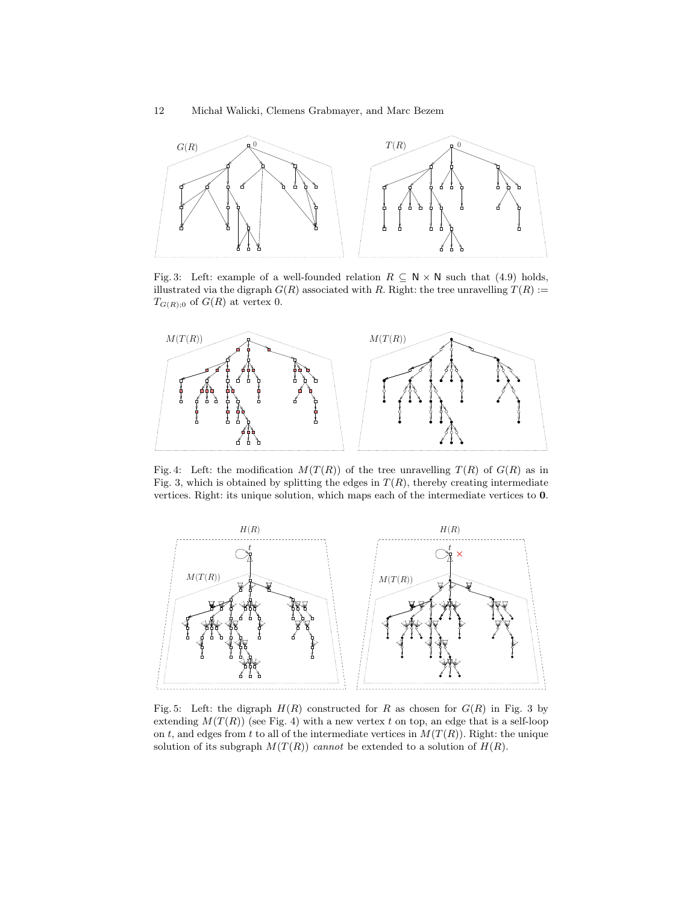Fig. 3: Left: example of a well-founded relation $R \subseteq \mathsf{N} \times \mathsf{N}$ such that (4.9) holds, illustrated via the digraph $G(R)$ associated with $R$. Right: the tree unravelling $T(R) := T_{G(R);0}$ of $G(R)$ at vertex 0.

Fig. 4: Left: the modification $M(T(R))$ of the tree unravelling $T(R)$ of $G(R)$ as in Fig. 3, which is obtained by splitting the edges in $T(R)$, thereby creating intermediate vertices. Right: its unique solution, which maps each of the intermediate vertices to $\mathbf{0}$.

Fig. 5: Left: the digraph $H(R)$ constructed for $R$ as chosen for $G(R)$ in Fig. 3 by extending $M(T(R))$ (see Fig. 4) with a new vertex $t$ on top, an edge that is a self-loop on $t$, and edges from $t$ to all of the intermediate vertices in $M(T(R))$. Right: the unique solution of its subgraph $M(T(R))$ *cannot* be extended to a solution of $H(R)$.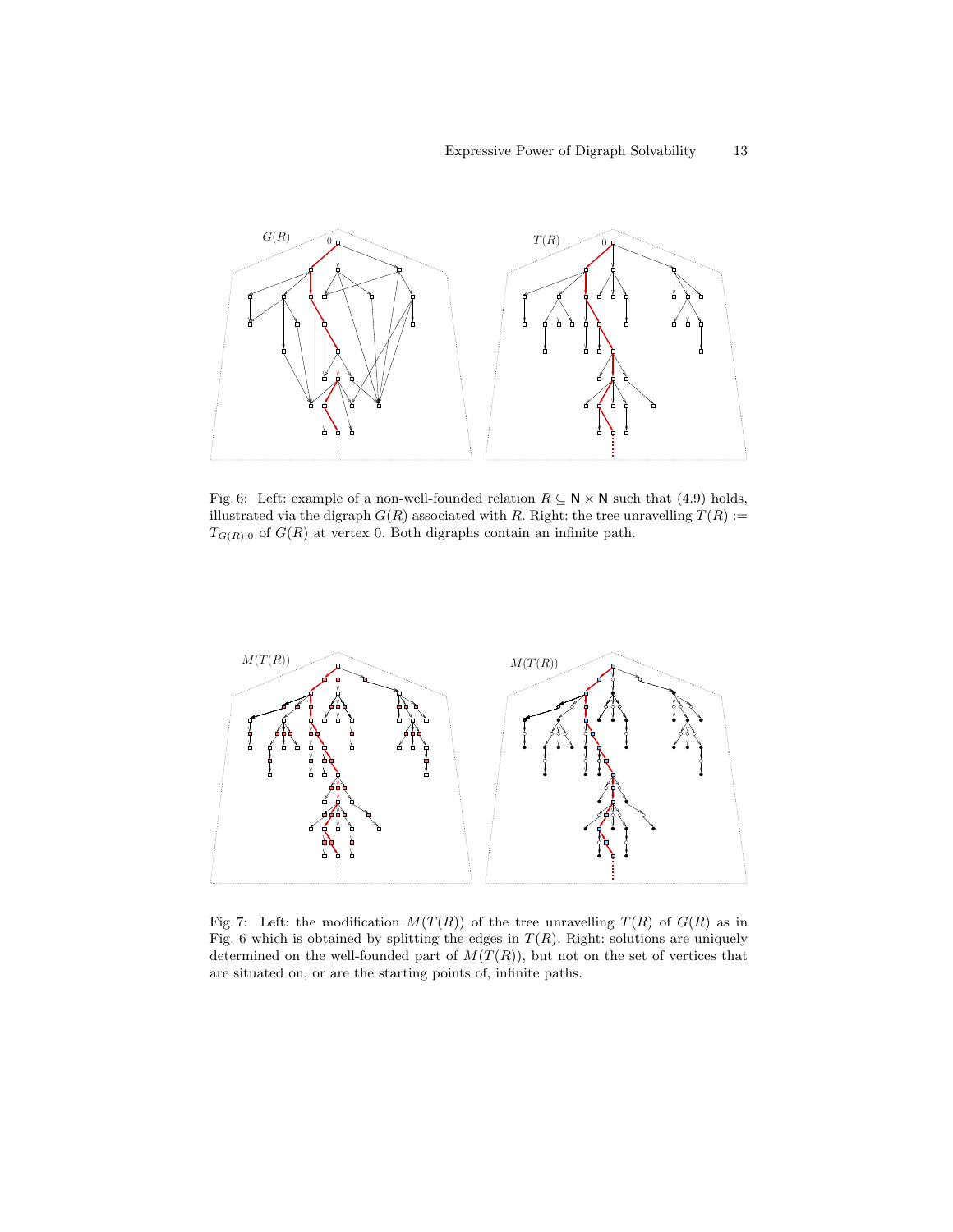Fig. 6: Left: example of a non-well-founded relation $R \subseteq \mathsf{N} \times \mathsf{N}$ such that (4.9) holds, illustrated via the digraph $G(R)$ associated with $R$. Right: the tree unravelling $T(R) := T_{G(R);0}$ of $G(R)$ at vertex 0. Both digraphs contain an infinite path.

Fig. 7: Left: the modification $M(T(R))$ of the tree unravelling $T(R)$ of $G(R)$ as in Fig. 6 which is obtained by splitting the edges in $T(R)$. Right: solutions are uniquely determined on the well-founded part of $M(T(R))$, but not on the set of vertices that are situated on, or are the starting points of, infinite paths.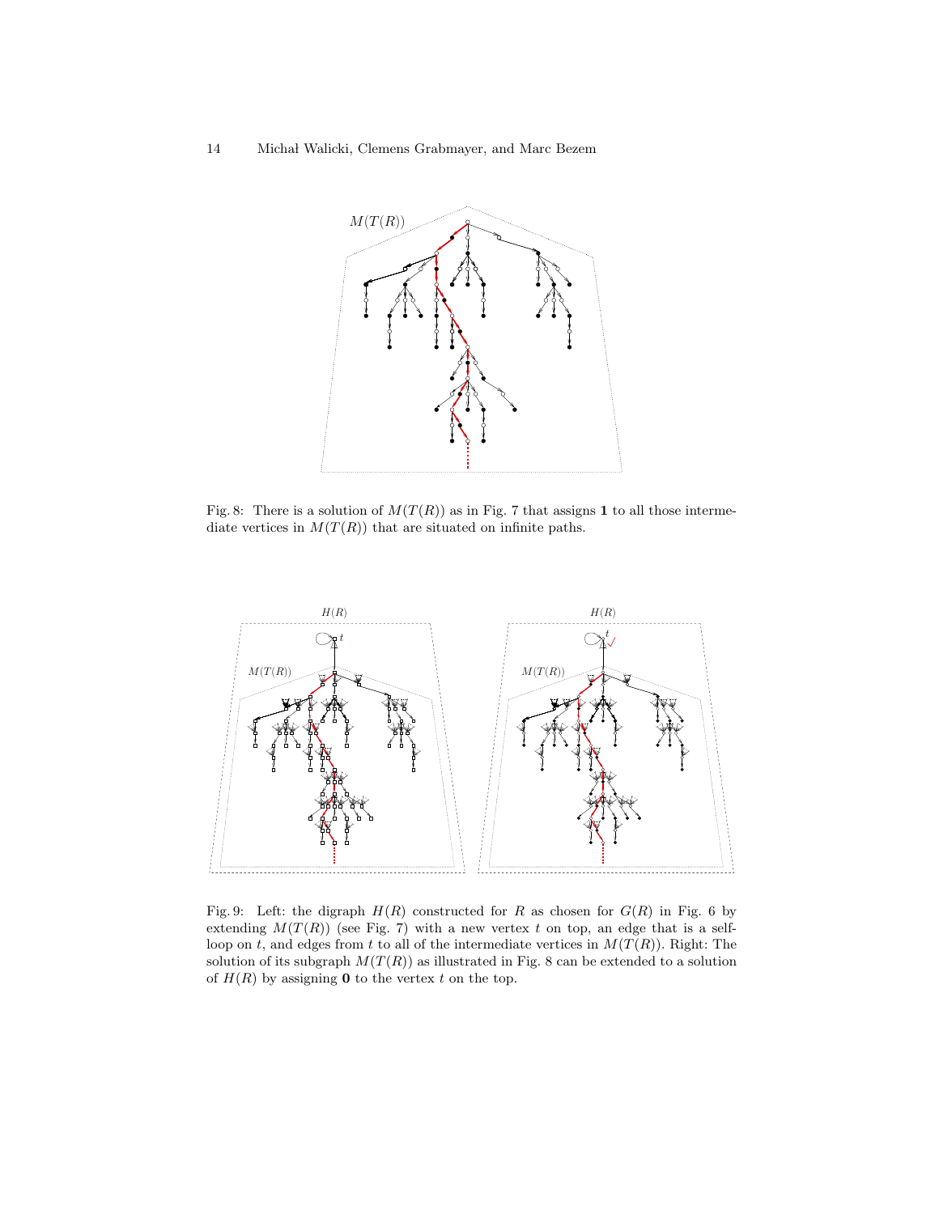Fig. 8: There is a solution of $M(T(R))$ as in Fig. 7 that assigns **1** to all those intermediate vertices in $M(T(R))$ that are situated on infinite paths.

Fig. 9: Left: the digraph $H(R)$ constructed for $R$ as chosen for $G(R)$ in Fig. 6 by extending $M(T(R))$ (see Fig. 7) with a new vertex $t$ on top, an edge that is a self-loop on $t$, and edges from $t$ to all of the intermediate vertices in $M(T(R))$. Right: The solution of its subgraph $M(T(R))$ as illustrated in Fig. 8 can be extended to a solution of $H(R)$ by assigning **0** to the vertex $t$ on the top.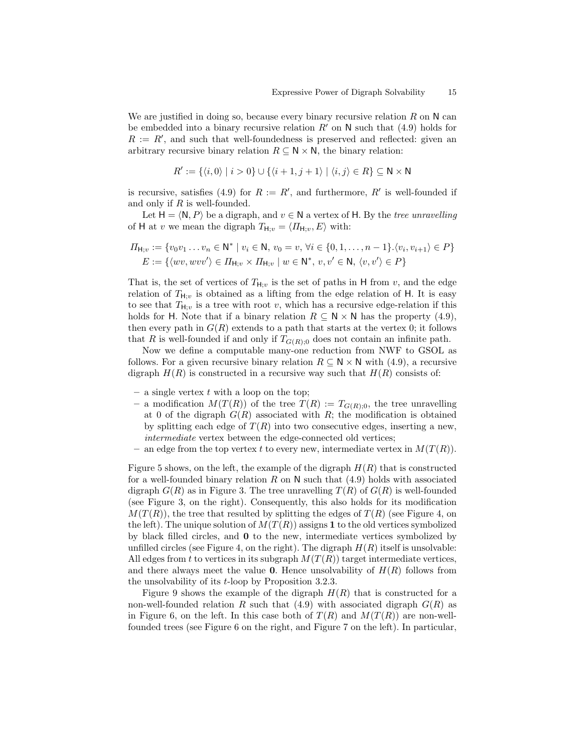We are justified in doing so, because every binary recursive relation $R$ on $\mathsf{N}$ can be embedded into a binary recursive relation $R'$ on $\mathsf{N}$ such that (4.9) holds for $R := R'$, and such that well-foundedness is preserved and reflected: given an arbitrary recursive binary relation $R \subseteq \mathsf{N} \times \mathsf{N}$, the binary relation:

$$R' := \{\langle i, 0\rangle \mid i > 0\} \cup \{\langle i+1, j+1\rangle \mid \langle i, j\rangle \in R\} \subseteq \mathsf{N} \times \mathsf{N}$$

is recursive, satisfies (4.9) for $R := R'$, and furthermore, $R'$ is well-founded if and only if $R$ is well-founded.

Let $\mathsf{H} = \langle \mathsf{N}, P\rangle$ be a digraph, and $v \in \mathsf{N}$ a vertex of $\mathsf{H}$. By the *tree unravelling* of $\mathsf{H}$ at $v$ we mean the digraph $T_{\mathsf{H};v} = \langle \Pi_{\mathsf{H};v}, E\rangle$ with:

$$\Pi_{\mathsf{H};v} := \{v_0 v_1 \dots v_n \in \mathsf{N}^* \mid v_i \in \mathsf{N},\, v_0 = v,\, \forall i \in \{0, 1, \dots, n-1\}.\langle v_i, v_{i+1}\rangle \in P\}$$
$$E := \{\langle wv, wvv'\rangle \in \Pi_{\mathsf{H};v} \times \Pi_{\mathsf{H};v} \mid w \in \mathsf{N}^*,\, v, v' \in \mathsf{N},\, \langle v, v'\rangle \in P\}$$

That is, the set of vertices of $T_{\mathsf{H};v}$ is the set of paths in $\mathsf{H}$ from $v$, and the edge relation of $T_{\mathsf{H};v}$ is obtained as a lifting from the edge relation of $\mathsf{H}$. It is easy to see that $T_{\mathsf{H};v}$ is a tree with root $v$, which has a recursive edge-relation if this holds for $\mathsf{H}$. Note that if a binary relation $R \subseteq \mathsf{N} \times \mathsf{N}$ has the property (4.9), then every path in $G(R)$ extends to a path that starts at the vertex 0; it follows that $R$ is well-founded if and only if $T_{G(R);0}$ does not contain an infinite path.

Now we define a computable many-one reduction from NWF to GSOL as follows. For a given recursive binary relation $R \subseteq \mathsf{N} \times \mathsf{N}$ with (4.9), a recursive digraph $H(R)$ is constructed in a recursive way such that $H(R)$ consists of:

- a single vertex $t$ with a loop on the top;
- a modification $M(T(R))$ of the tree $T(R) := T_{G(R);0}$, the tree unravelling at 0 of the digraph $G(R)$ associated with $R$; the modification is obtained by splitting each edge of $T(R)$ into two consecutive edges, inserting a new, *intermediate* vertex between the edge-connected old vertices;
- an edge from the top vertex $t$ to every new, intermediate vertex in $M(T(R))$.

Figure 5 shows, on the left, the example of the digraph $H(R)$ that is constructed for a well-founded binary relation $R$ on $\mathsf{N}$ such that (4.9) holds with associated digraph $G(R)$ as in Figure 3. The tree unravelling $T(R)$ of $G(R)$ is well-founded (see Figure 3, on the right). Consequently, this also holds for its modification $M(T(R))$, the tree that resulted by splitting the edges of $T(R)$ (see Figure 4, on the left). The unique solution of $M(T(R))$ assigns $\mathbf{1}$ to the old vertices symbolized by black filled circles, and $\mathbf{0}$ to the new, intermediate vertices symbolized by unfilled circles (see Figure 4, on the right). The digraph $H(R)$ itself is unsolvable: All edges from $t$ to vertices in its subgraph $M(T(R))$ target intermediate vertices, and there always meet the value $\mathbf{0}$. Hence unsolvability of $H(R)$ follows from the unsolvability of its $t$-loop by Proposition 3.2.3.

Figure 9 shows the example of the digraph $H(R)$ that is constructed for a non-well-founded relation $R$ such that (4.9) with associated digraph $G(R)$ as in Figure 6, on the left. In this case both of $T(R)$ and $M(T(R))$ are non-well-founded trees (see Figure 6 on the right, and Figure 7 on the left). In particular,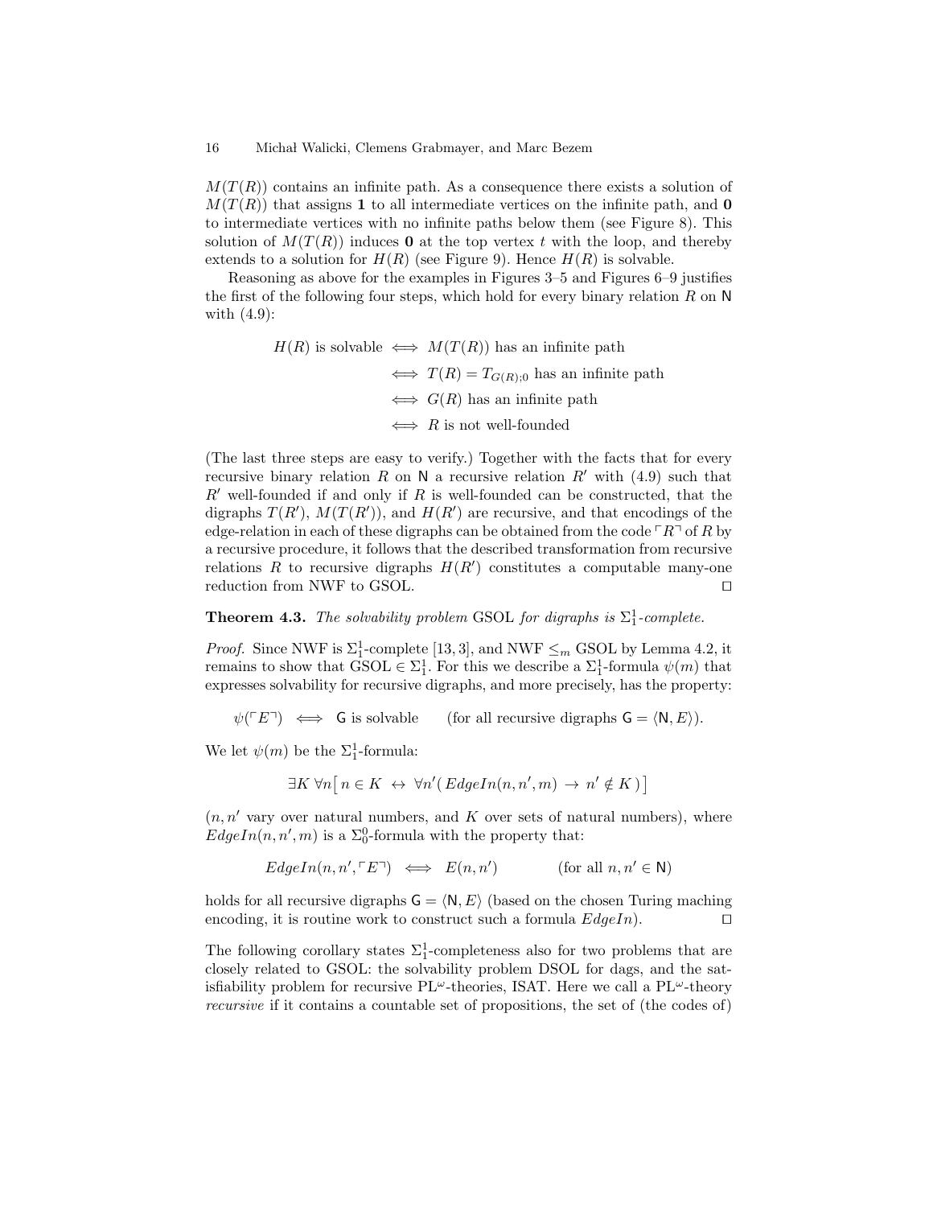$M(T(R))$ contains an infinite path. As a consequence there exists a solution of $M(T(R))$ that assigns **1** to all intermediate vertices on the infinite path, and **0** to intermediate vertices with no infinite paths below them (see Figure 8). This solution of $M(T(R))$ induces **0** at the top vertex $t$ with the loop, and thereby extends to a solution for $H(R)$ (see Figure 9). Hence $H(R)$ is solvable.

Reasoning as above for the examples in Figures 3–5 and Figures 6–9 justifies the first of the following four steps, which hold for every binary relation $R$ on $\mathsf{N}$ with (4.9):

$$
\begin{aligned}
H(R) \text{ is solvable } &\iff M(T(R)) \text{ has an infinite path} \\
&\iff T(R) = T_{G(R);0} \text{ has an infinite path} \\
&\iff G(R) \text{ has an infinite path} \\
&\iff R \text{ is not well-founded}
\end{aligned}
$$

(The last three steps are easy to verify.) Together with the facts that for every recursive binary relation $R$ on $\mathsf{N}$ a recursive relation $R'$ with (4.9) such that $R'$ well-founded if and only if $R$ is well-founded can be constructed, that the digraphs $T(R')$, $M(T(R'))$, and $H(R')$ are recursive, and that encodings of the edge-relation in each of these digraphs can be obtained from the code $\ulcorner R \urcorner$ of $R$ by a recursive procedure, it follows that the described transformation from recursive relations $R$ to recursive digraphs $H(R')$ constitutes a computable many-one reduction from NWF to GSOL. ◻

**Theorem 4.3.** *The solvability problem* GSOL *for digraphs is* $\Sigma^1_1$*-complete.*

*Proof.* Since NWF is $\Sigma^1_1$-complete [13, 3], and NWF $\leq_m$ GSOL by Lemma 4.2, it remains to show that GSOL $\in \Sigma^1_1$. For this we describe a $\Sigma^1_1$-formula $\psi(m)$ that expresses solvability for recursive digraphs, and more precisely, has the property:

$$
\psi(\ulcorner E \urcorner) \iff \mathsf{G} \text{ is solvable} \qquad (\text{for all recursive digraphs } \mathsf{G} = \langle \mathsf{N}, E \rangle).
$$

We let $\psi(m)$ be the $\Sigma^1_1$-formula:

$$
\exists K \; \forall n \big[ \, n \in K \; \leftrightarrow \; \forall n' ( \, \mathit{EdgeIn}(n, n', m) \; \rightarrow \; n' \notin K \, ) \big]
$$

($n, n'$ vary over natural numbers, and $K$ over sets of natural numbers), where $\mathit{EdgeIn}(n, n', m)$ is a $\Sigma^0_0$-formula with the property that:

$$
\mathit{EdgeIn}(n, n', \ulcorner E \urcorner) \iff E(n, n') \qquad (\text{for all } n, n' \in \mathsf{N})
$$

holds for all recursive digraphs $\mathsf{G} = \langle \mathsf{N}, E \rangle$ (based on the chosen Turing maching encoding, it is routine work to construct such a formula $\mathit{EdgeIn}$). ◻

The following corollary states $\Sigma^1_1$-completeness also for two problems that are closely related to GSOL: the solvability problem DSOL for dags, and the satisfiability problem for recursive $\mathrm{PL}^\omega$-theories, ISAT. Here we call a $\mathrm{PL}^\omega$-theory *recursive* if it contains a countable set of propositions, the set of (the codes of)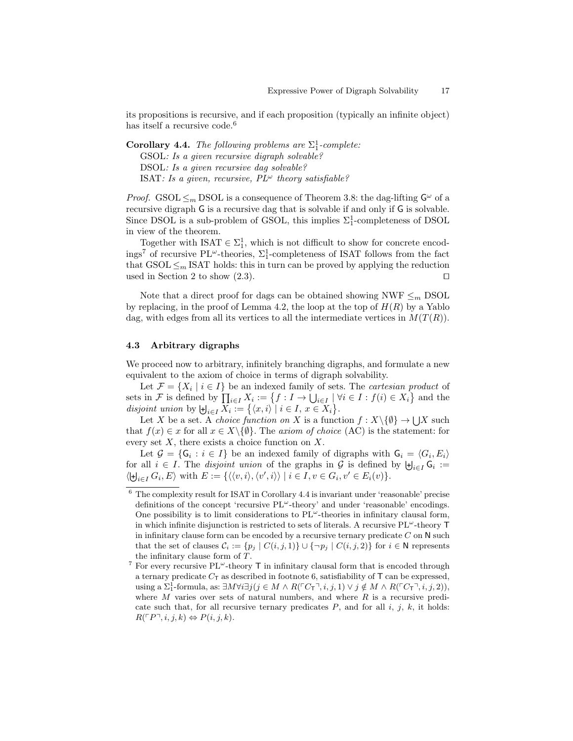its propositions is recursive, and if each proposition (typically an infinite object) has itself a recursive code.[6]

**Corollary 4.4.** *The following problems are $\Sigma^1_1$-complete:*
GSOL*: Is a given recursive digraph solvable?*
DSOL*: Is a given recursive dag solvable?*
ISAT*: Is a given, recursive, $PL^\omega$ theory satisfiable?*

*Proof.* GSOL $\leq_m$ DSOL is a consequence of Theorem 3.8: the dag-lifting $\mathsf{G}^\omega$ of a recursive digraph $\mathsf{G}$ is a recursive dag that is solvable if and only if $\mathsf{G}$ is solvable. Since DSOL is a sub-problem of GSOL, this implies $\Sigma^1_1$-completeness of DSOL in view of the theorem.

Together with ISAT $\in \Sigma^1_1$, which is not difficult to show for concrete encodings[7] of recursive PL$^\omega$-theories, $\Sigma^1_1$-completeness of ISAT follows from the fact that GSOL $\leq_m$ ISAT holds: this in turn can be proved by applying the reduction used in Section 2 to show (2.3). $\square$

Note that a direct proof for dags can be obtained showing NWF $\leq_m$ DSOL by replacing, in the proof of Lemma 4.2, the loop at the top of $H(R)$ by a Yablo dag, with edges from all its vertices to all the intermediate vertices in $M(T(R))$.

### 4.3 Arbitrary digraphs

We proceed now to arbitrary, infinitely branching digraphs, and formulate a new equivalent to the axiom of choice in terms of digraph solvability.

Let $\mathcal{F} = \{X_i \mid i \in I\}$ be an indexed family of sets. The *cartesian product* of sets in $\mathcal{F}$ is defined by $\prod_{i \in I} X_i := \{f : I \to \bigcup_{i \in I} \mid \forall i \in I : f(i) \in X_i\}$ and the *disjoint union* by $\biguplus_{i \in I} X_i := \{\langle x, i \rangle \mid i \in I,\, x \in X_i\}$.

Let $X$ be a set. A *choice function on* $X$ is a function $f : X \backslash \{\emptyset\} \to \bigcup X$ such that $f(x) \in x$ for all $x \in X \backslash \{\emptyset\}$. The *axiom of choice* (AC) is the statement: for every set $X$, there exists a choice function on $X$.

Let $\mathcal{G} = \{\mathsf{G}_i : i \in I\}$ be an indexed family of digraphs with $\mathsf{G}_i = \langle G_i, E_i \rangle$ for all $i \in I$. The *disjoint union* of the graphs in $\mathcal{G}$ is defined by $\biguplus_{i \in I} \mathsf{G}_i := \langle \biguplus_{i \in I} G_i, E \rangle$ with $E := \{\langle \langle v, i \rangle, \langle v', i \rangle \rangle \mid i \in I, v \in G_i, v' \in E_i(v)\}$.

---

[6] The complexity result for ISAT in Corollary 4.4 is invariant under 'reasonable' precise definitions of the concept 'recursive PL$^\omega$-theory' and under 'reasonable' encodings. One possibility is to limit considerations to PL$^\omega$-theories in infinitary clausal form, in which infinite disjunction is restricted to sets of literals. A recursive PL$^\omega$-theory $\mathsf{T}$ in infinitary clause form can be encoded by a recursive ternary predicate $C$ on $\mathsf{N}$ such that the set of clauses $\mathcal{C}_i := \{p_j \mid C(i, j, 1)\} \cup \{\neg p_j \mid C(i, j, 2)\}$ for $i \in \mathsf{N}$ represents the infinitary clause form of $T$.

[7] For every recursive PL$^\omega$-theory $\mathsf{T}$ in infinitary clausal form that is encoded through a ternary predicate $C_\mathsf{T}$ as described in footnote 6, satisfiability of $\mathsf{T}$ can be expressed, using a $\Sigma^1_1$-formula, as: $\exists M \forall i \exists j (j \in M \wedge R(\ulcorner C_\mathsf{T} \urcorner, i, j, 1) \vee j \notin M \wedge R(\ulcorner C_\mathsf{T} \urcorner, i, j, 2))$, where $M$ varies over sets of natural numbers, and where $R$ is a recursive predicate such that, for all recursive ternary predicates $P$, and for all $i$, $j$, $k$, it holds: $R(\ulcorner P \urcorner, i, j, k) \Leftrightarrow P(i, j, k)$.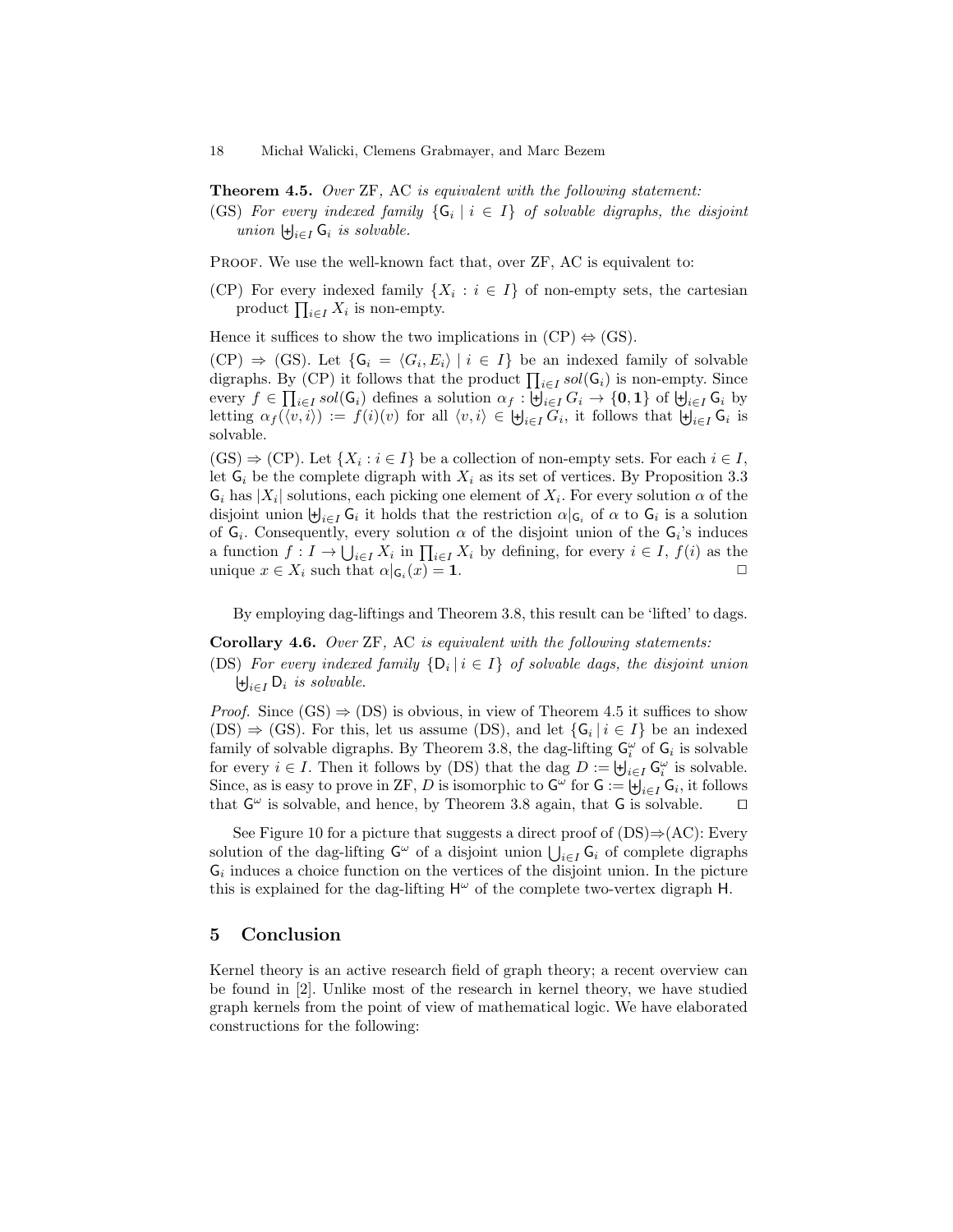**Theorem 4.5.** *Over* ZF*,* AC *is equivalent with the following statement:*

(GS) *For every indexed family* $\{\mathsf{G}_i \mid i \in I\}$ *of solvable digraphs, the disjoint union* $\biguplus_{i\in I} \mathsf{G}_i$ *is solvable.*

Proof. We use the well-known fact that, over ZF, AC is equivalent to:

(CP) For every indexed family $\{X_i : i \in I\}$ of non-empty sets, the cartesian product $\prod_{i\in I} X_i$ is non-empty.

Hence it suffices to show the two implications in (CP) ⇔ (GS).

(CP) ⇒ (GS). Let $\{\mathsf{G}_i = \langle G_i, E_i\rangle \mid i \in I\}$ be an indexed family of solvable digraphs. By (CP) it follows that the product $\prod_{i\in I} sol(\mathsf{G}_i)$ is non-empty. Since every $f \in \prod_{i\in I} sol(\mathsf{G}_i)$ defines a solution $\alpha_f : \biguplus_{i\in I} G_i \to \{\mathbf{0},\mathbf{1}\}$ of $\biguplus_{i\in I} \mathsf{G}_i$ by letting $\alpha_f(\langle v, i\rangle) := f(i)(v)$ for all $\langle v, i\rangle \in \biguplus_{i\in I} G_i$, it follows that $\biguplus_{i\in I} \mathsf{G}_i$ is solvable.

(GS) ⇒ (CP). Let $\{X_i : i \in I\}$ be a collection of non-empty sets. For each $i \in I$, let $\mathsf{G}_i$ be the complete digraph with $X_i$ as its set of vertices. By Proposition 3.3 $\mathsf{G}_i$ has $|X_i|$ solutions, each picking one element of $X_i$. For every solution $\alpha$ of the disjoint union $\biguplus_{i\in I} \mathsf{G}_i$ it holds that the restriction $\alpha|_{\mathsf{G}_i}$ of $\alpha$ to $\mathsf{G}_i$ is a solution of $\mathsf{G}_i$. Consequently, every solution $\alpha$ of the disjoint union of the $\mathsf{G}_i$'s induces a function $f : I \to \bigcup_{i\in I} X_i$ in $\prod_{i\in I} X_i$ by defining, for every $i \in I$, $f(i)$ as the unique $x \in X_i$ such that $\alpha|_{\mathsf{G}_i}(x) = \mathbf{1}$. □

By employing dag-liftings and Theorem 3.8, this result can be 'lifted' to dags.

**Corollary 4.6.** *Over* ZF*,* AC *is equivalent with the following statements:*

(DS) *For every indexed family* $\{\mathsf{D}_i \mid i \in I\}$ *of solvable dags, the disjoint union* $\biguplus_{i\in I} \mathsf{D}_i$ *is solvable.*

*Proof.* Since (GS) ⇒ (DS) is obvious, in view of Theorem 4.5 it suffices to show (DS) ⇒ (GS). For this, let us assume (DS), and let $\{\mathsf{G}_i \mid i \in I\}$ be an indexed family of solvable digraphs. By Theorem 3.8, the dag-lifting $\mathsf{G}_i^\omega$ of $\mathsf{G}_i$ is solvable for every $i \in I$. Then it follows by (DS) that the dag $D := \biguplus_{i\in I} \mathsf{G}_i^\omega$ is solvable. Since, as is easy to prove in ZF, $D$ is isomorphic to $\mathsf{G}^\omega$ for $\mathsf{G} := \biguplus_{i\in I} \mathsf{G}_i$, it follows that $\mathsf{G}^\omega$ is solvable, and hence, by Theorem 3.8 again, that $\mathsf{G}$ is solvable. □

See Figure 10 for a picture that suggests a direct proof of (DS)⇒(AC): Every solution of the dag-lifting $\mathsf{G}^\omega$ of a disjoint union $\bigcup_{i\in I} \mathsf{G}_i$ of complete digraphs $\mathsf{G}_i$ induces a choice function on the vertices of the disjoint union. In the picture this is explained for the dag-lifting $\mathsf{H}^\omega$ of the complete two-vertex digraph $\mathsf{H}$.

## 5 Conclusion

Kernel theory is an active research field of graph theory; a recent overview can be found in [2]. Unlike most of the research in kernel theory, we have studied graph kernels from the point of view of mathematical logic. We have elaborated constructions for the following: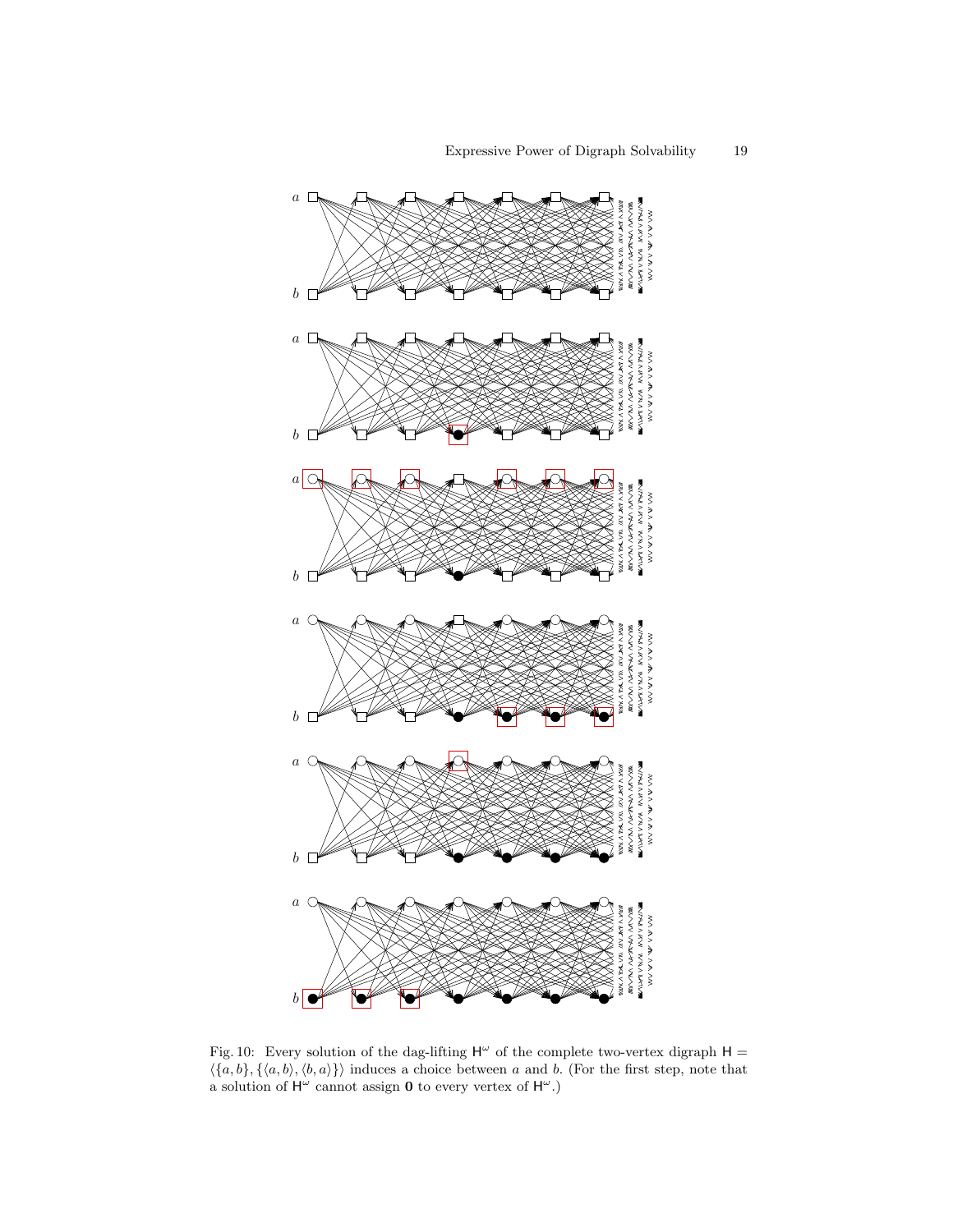Fig. 10: Every solution of the dag-lifting $\mathsf{H}^\omega$ of the complete two-vertex digraph $\mathsf{H} = \langle\{a,b\},\{\langle a,b\rangle,\langle b,a\rangle\}\rangle$ induces a choice between $a$ and $b$. (For the first step, note that a solution of $\mathsf{H}^\omega$ cannot assign $\mathbf{0}$ to every vertex of $\mathsf{H}^\omega$.)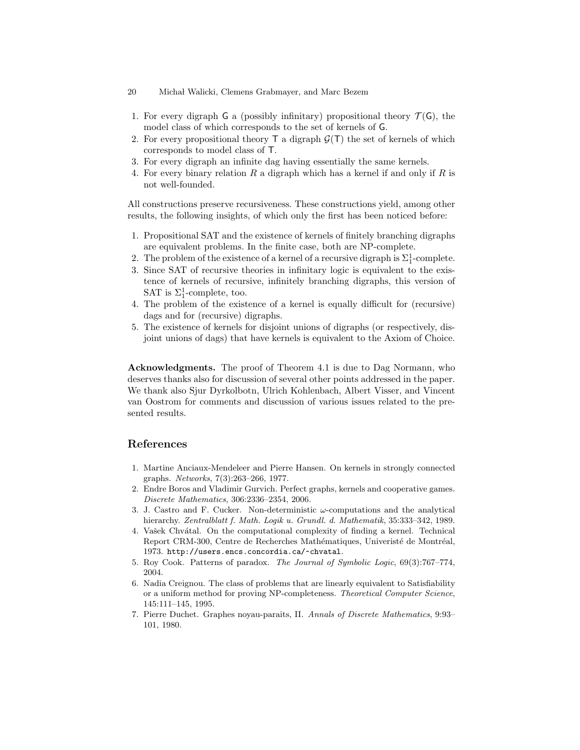1. For every digraph $\mathsf{G}$ a (possibly infinitary) propositional theory $\mathcal{T}(\mathsf{G})$, the model class of which corresponds to the set of kernels of $\mathsf{G}$.
2. For every propositional theory $\mathsf{T}$ a digraph $\mathcal{G}(\mathsf{T})$ the set of kernels of which corresponds to model class of $\mathsf{T}$.
3. For every digraph an infinite dag having essentially the same kernels.
4. For every binary relation $R$ a digraph which has a kernel if and only if $R$ is not well-founded.

All constructions preserve recursiveness. These constructions yield, among other results, the following insights, of which only the first has been noticed before:

1. Propositional SAT and the existence of kernels of finitely branching digraphs are equivalent problems. In the finite case, both are NP-complete.
2. The problem of the existence of a kernel of a recursive digraph is $\Sigma^1_1$-complete.
3. Since SAT of recursive theories in infinitary logic is equivalent to the existence of kernels of recursive, infinitely branching digraphs, this version of SAT is $\Sigma^1_1$-complete, too.
4. The problem of the existence of a kernel is equally difficult for (recursive) dags and for (recursive) digraphs.
5. The existence of kernels for disjoint unions of digraphs (or respectively, disjoint unions of dags) that have kernels is equivalent to the Axiom of Choice.

**Acknowledgments.** The proof of Theorem 4.1 is due to Dag Normann, who deserves thanks also for discussion of several other points addressed in the paper. We thank also Sjur Dyrkolbotn, Ulrich Kohlenbach, Albert Visser, and Vincent van Oostrom for comments and discussion of various issues related to the presented results.

## References

1. Martine Anciaux-Mendeleer and Pierre Hansen. On kernels in strongly connected graphs. *Networks*, 7(3):263–266, 1977.
2. Endre Boros and Vladimir Gurvich. Perfect graphs, kernels and cooperative games. *Discrete Mathematics*, 306:2336–2354, 2006.
3. J. Castro and F. Cucker. Non-deterministic $\omega$-computations and the analytical hierarchy. *Zentralblatt f. Math. Logik u. Grundl. d. Mathematik*, 35:333–342, 1989.
4. Vašek Chvátal. On the computational complexity of finding a kernel. Technical Report CRM-300, Centre de Recherches Mathématiques, Univeristé de Montréal, 1973. `http://users.encs.concordia.ca/~chvatal`.
5. Roy Cook. Patterns of paradox. *The Journal of Symbolic Logic*, 69(3):767–774, 2004.
6. Nadia Creignou. The class of problems that are linearly equivalent to Satisfiability or a uniform method for proving NP-completeness. *Theoretical Computer Science*, 145:111–145, 1995.
7. Pierre Duchet. Graphes noyau-paraits, II. *Annals of Discrete Mathematics*, 9:93–101, 1980.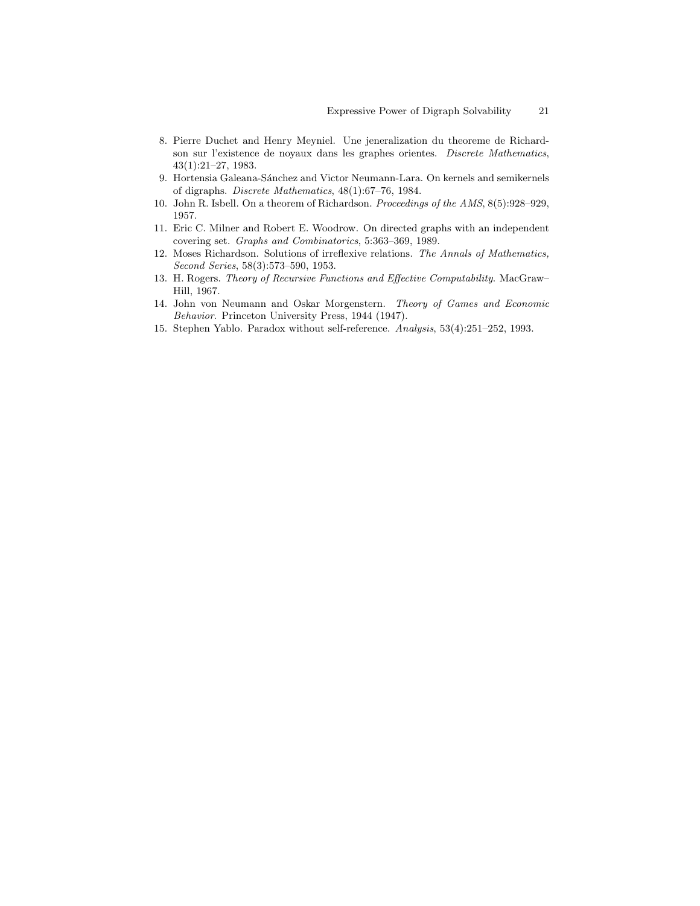8. Pierre Duchet and Henry Meyniel. Une jeneralization du theoreme de Richardson sur l'existence de noyaux dans les graphes orientes. *Discrete Mathematics*, 43(1):21–27, 1983.
9. Hortensia Galeana-Sánchez and Victor Neumann-Lara. On kernels and semikernels of digraphs. *Discrete Mathematics*, 48(1):67–76, 1984.
10. John R. Isbell. On a theorem of Richardson. *Proceedings of the AMS*, 8(5):928–929, 1957.
11. Eric C. Milner and Robert E. Woodrow. On directed graphs with an independent covering set. *Graphs and Combinatorics*, 5:363–369, 1989.
12. Moses Richardson. Solutions of irreflexive relations. *The Annals of Mathematics, Second Series*, 58(3):573–590, 1953.
13. H. Rogers. *Theory of Recursive Functions and Effective Computability*. MacGraw–Hill, 1967.
14. John von Neumann and Oskar Morgenstern. *Theory of Games and Economic Behavior*. Princeton University Press, 1944 (1947).
15. Stephen Yablo. Paradox without self-reference. *Analysis*, 53(4):251–252, 1993.